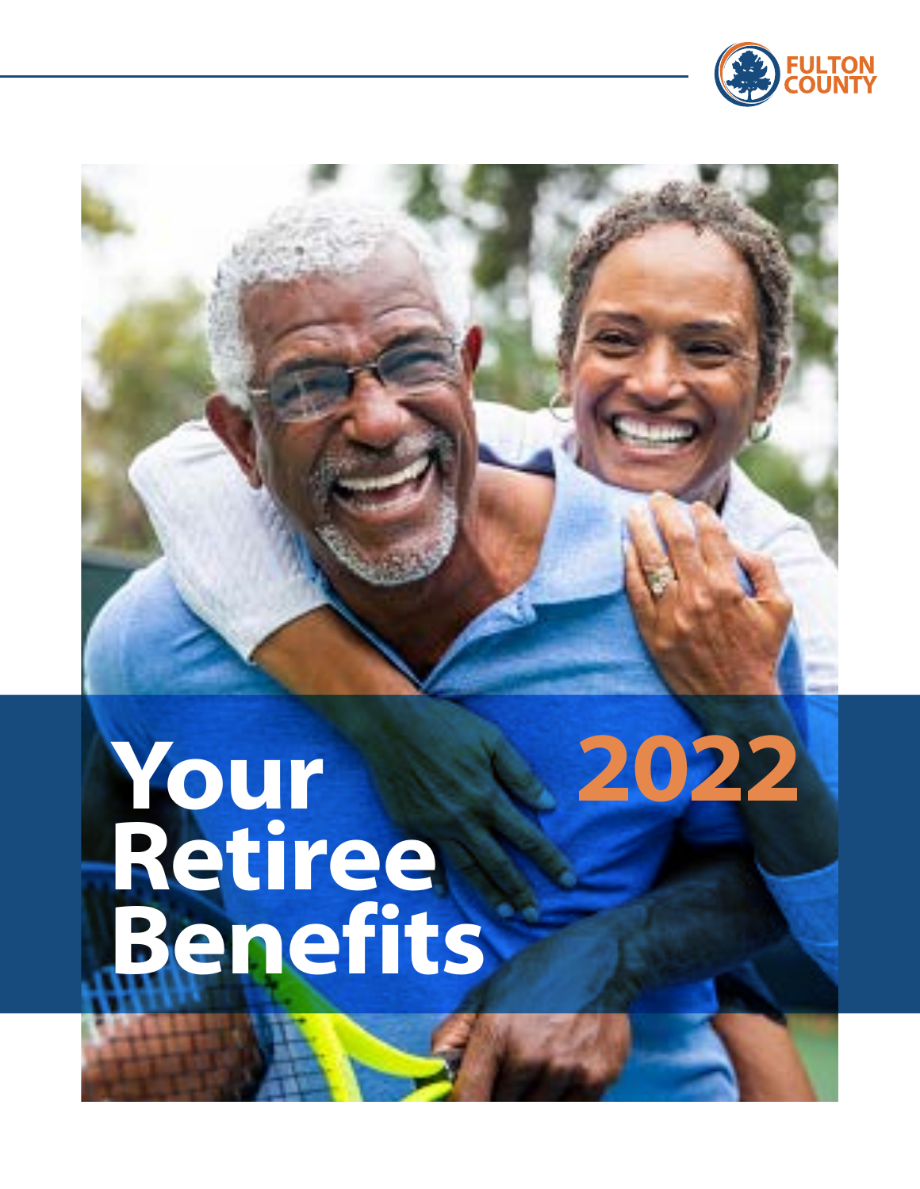FULTON COUNTY

# Your Retiree Benefits 2022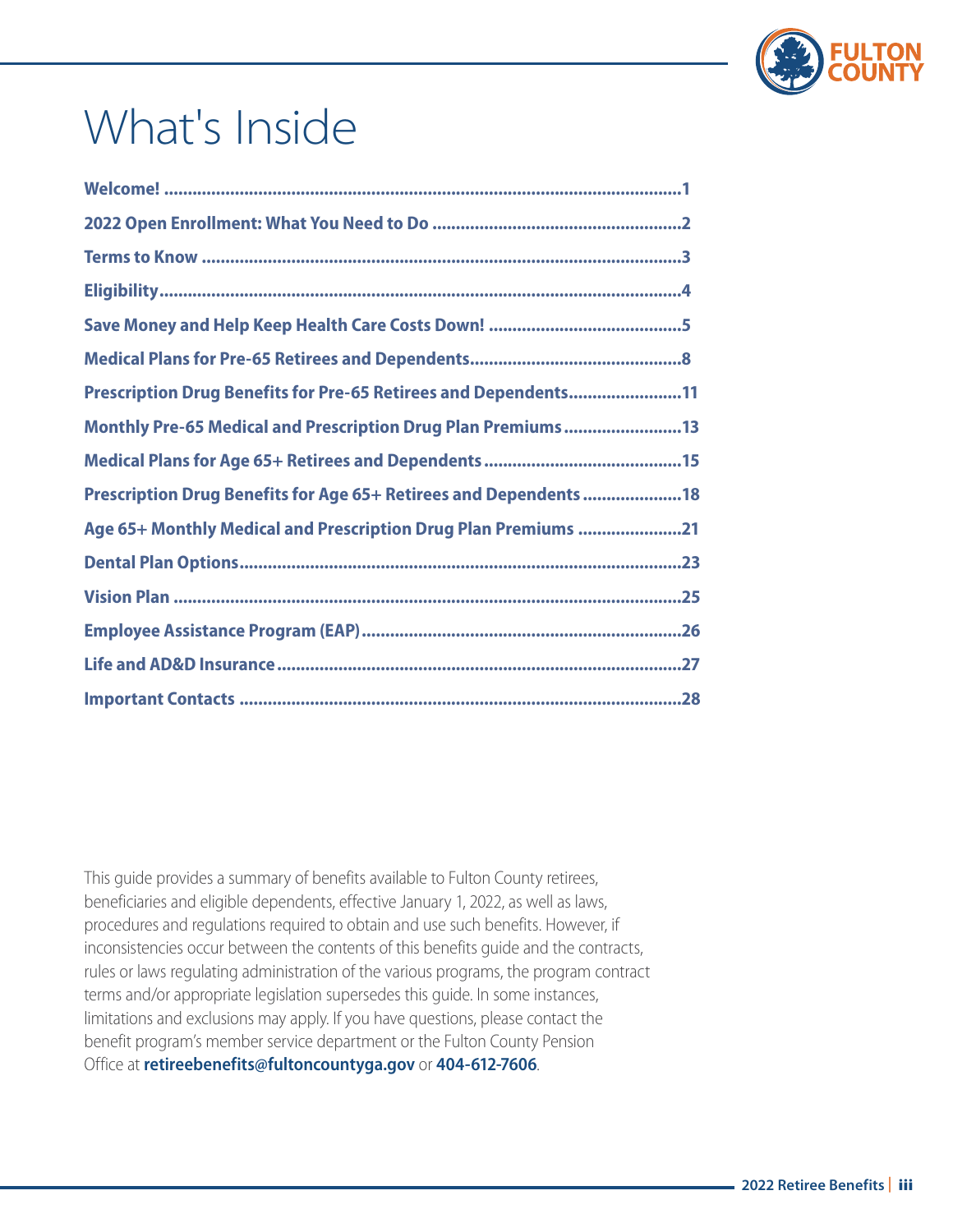# What's Inside

- **Welcome!** ..... 1
- **2022 Open Enrollment: What You Need to Do** ..... 2
- **Terms to Know** ..... 3
- **Eligibility** ..... 4
- **Save Money and Help Keep Health Care Costs Down!** ..... 5
- **Medical Plans for Pre-65 Retirees and Dependents** ..... 8
- **Prescription Drug Benefits for Pre-65 Retirees and Dependents** ..... 11
- **Monthly Pre-65 Medical and Prescription Drug Plan Premiums** ..... 13
- **Medical Plans for Age 65+ Retirees and Dependents** ..... 15
- **Prescription Drug Benefits for Age 65+ Retirees and Dependents** ..... 18
- **Age 65+ Monthly Medical and Prescription Drug Plan Premiums** ..... 21
- **Dental Plan Options** ..... 23
- **Vision Plan** ..... 25
- **Employee Assistance Program (EAP)** ..... 26
- **Life and AD&D Insurance** ..... 27
- **Important Contacts** ..... 28

This guide provides a summary of benefits available to Fulton County retirees, beneficiaries and eligible dependents, effective January 1, 2022, as well as laws, procedures and regulations required to obtain and use such benefits. However, if inconsistencies occur between the contents of this benefits guide and the contracts, rules or laws regulating administration of the various programs, the program contract terms and/or appropriate legislation supersedes this guide. In some instances, limitations and exclusions may apply. If you have questions, please contact the benefit program's member service department or the Fulton County Pension Office at **retireebenefits@fultoncountyga.gov** or **404-612-7606**.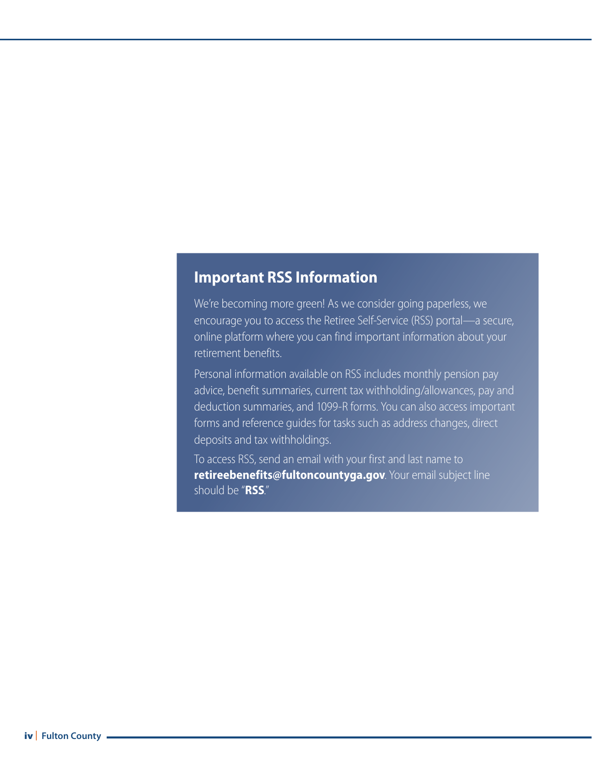## Important RSS Information

We're becoming more green! As we consider going paperless, we encourage you to access the Retiree Self-Service (RSS) portal—a secure, online platform where you can find important information about your retirement benefits.

Personal information available on RSS includes monthly pension pay advice, benefit summaries, current tax withholding/allowances, pay and deduction summaries, and 1099-R forms. You can also access important forms and reference guides for tasks such as address changes, direct deposits and tax withholdings.

To access RSS, send an email with your first and last name to **retireebenefits@fultoncountyga.gov**. Your email subject line should be "**RSS**."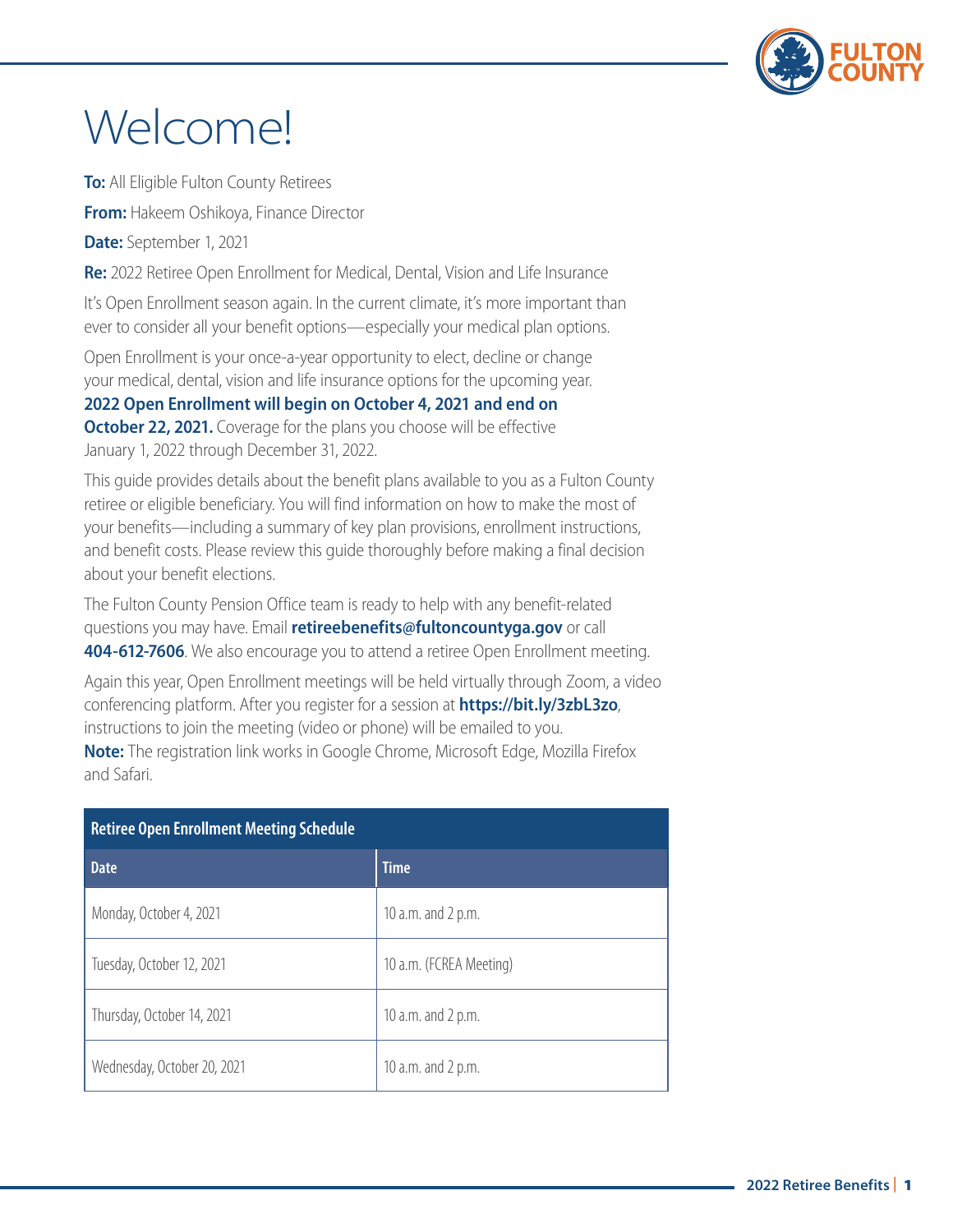# Welcome!

**To:** All Eligible Fulton County Retirees

**From:** Hakeem Oshikoya, Finance Director

**Date:** September 1, 2021

**Re:** 2022 Retiree Open Enrollment for Medical, Dental, Vision and Life Insurance

It's Open Enrollment season again. In the current climate, it's more important than ever to consider all your benefit options—especially your medical plan options.

Open Enrollment is your once-a-year opportunity to elect, decline or change your medical, dental, vision and life insurance options for the upcoming year. **2022 Open Enrollment will begin on October 4, 2021 and end on October 22, 2021.** Coverage for the plans you choose will be effective January 1, 2022 through December 31, 2022.

This guide provides details about the benefit plans available to you as a Fulton County retiree or eligible beneficiary. You will find information on how to make the most of your benefits—including a summary of key plan provisions, enrollment instructions, and benefit costs. Please review this guide thoroughly before making a final decision about your benefit elections.

The Fulton County Pension Office team is ready to help with any benefit-related questions you may have. Email **retireebenefits@fultoncountyga.gov** or call **404-612-7606**. We also encourage you to attend a retiree Open Enrollment meeting.

Again this year, Open Enrollment meetings will be held virtually through Zoom, a video conferencing platform. After you register for a session at **https://bit.ly/3zbL3zo**, instructions to join the meeting (video or phone) will be emailed to you.
**Note:** The registration link works in Google Chrome, Microsoft Edge, Mozilla Firefox and Safari.

| Retiree Open Enrollment Meeting Schedule | |
|---|---|
| **Date** | **Time** |
| Monday, October 4, 2021 | 10 a.m. and 2 p.m. |
| Tuesday, October 12, 2021 | 10 a.m. (FCREA Meeting) |
| Thursday, October 14, 2021 | 10 a.m. and 2 p.m. |
| Wednesday, October 20, 2021 | 10 a.m. and 2 p.m. |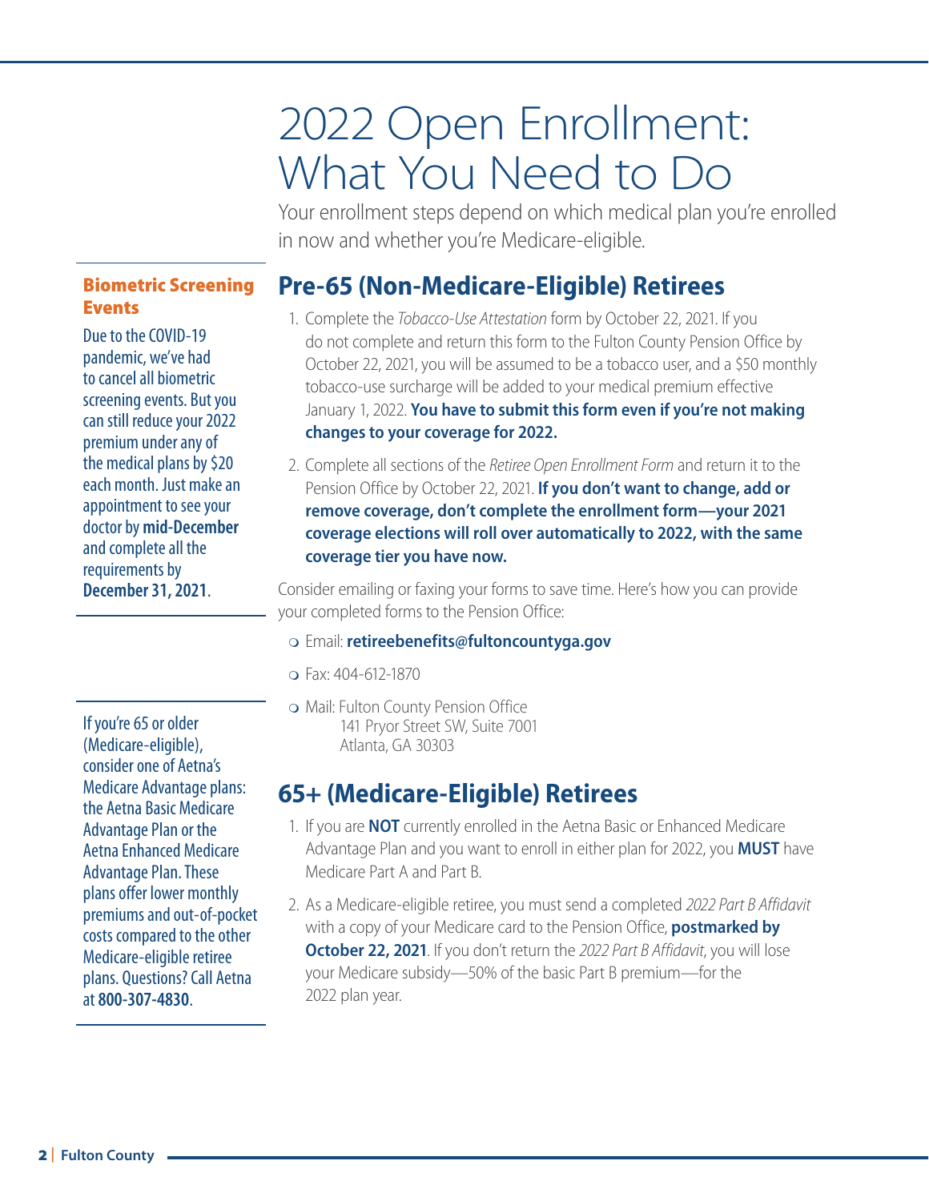# 2022 Open Enrollment: What You Need to Do

Your enrollment steps depend on which medical plan you're enrolled in now and whether you're Medicare-eligible.

## Pre-65 (Non-Medicare-Eligible) Retirees

1. Complete the *Tobacco-Use Attestation* form by October 22, 2021. If you do not complete and return this form to the Fulton County Pension Office by October 22, 2021, you will be assumed to be a tobacco user, and a $50 monthly tobacco-use surcharge will be added to your medical premium effective January 1, 2022. **You have to submit this form even if you're not making changes to your coverage for 2022.**
2. Complete all sections of the *Retiree Open Enrollment Form* and return it to the Pension Office by October 22, 2021. **If you don't want to change, add or remove coverage, don't complete the enrollment form—your 2021 coverage elections will roll over automatically to 2022, with the same coverage tier you have now.**

Consider emailing or faxing your forms to save time. Here's how you can provide your completed forms to the Pension Office:

- Email: **retireebenefits@fultoncountyga.gov**
- Fax: 404-612-1870
- Mail: Fulton County Pension Office
  141 Pryor Street SW, Suite 7001
  Atlanta, GA 30303

## 65+ (Medicare-Eligible) Retirees

1. If you are **NOT** currently enrolled in the Aetna Basic or Enhanced Medicare Advantage Plan and you want to enroll in either plan for 2022, you **MUST** have Medicare Part A and Part B.
2. As a Medicare-eligible retiree, you must send a completed *2022 Part B Affidavit* with a copy of your Medicare card to the Pension Office, **postmarked by October 22, 2021**. If you don't return the *2022 Part B Affidavit*, you will lose your Medicare subsidy—50% of the basic Part B premium—for the 2022 plan year.

### Biometric Screening Events

Due to the COVID-19 pandemic, we've had to cancel all biometric screening events. But you can still reduce your 2022 premium under any of the medical plans by $20 each month. Just make an appointment to see your doctor by **mid-December** and complete all the requirements by **December 31, 2021**.

If you're 65 or older (Medicare-eligible), consider one of Aetna's Medicare Advantage plans: the Aetna Basic Medicare Advantage Plan or the Aetna Enhanced Medicare Advantage Plan. These plans offer lower monthly premiums and out-of-pocket costs compared to the other Medicare-eligible retiree plans. Questions? Call Aetna at **800-307-4830**.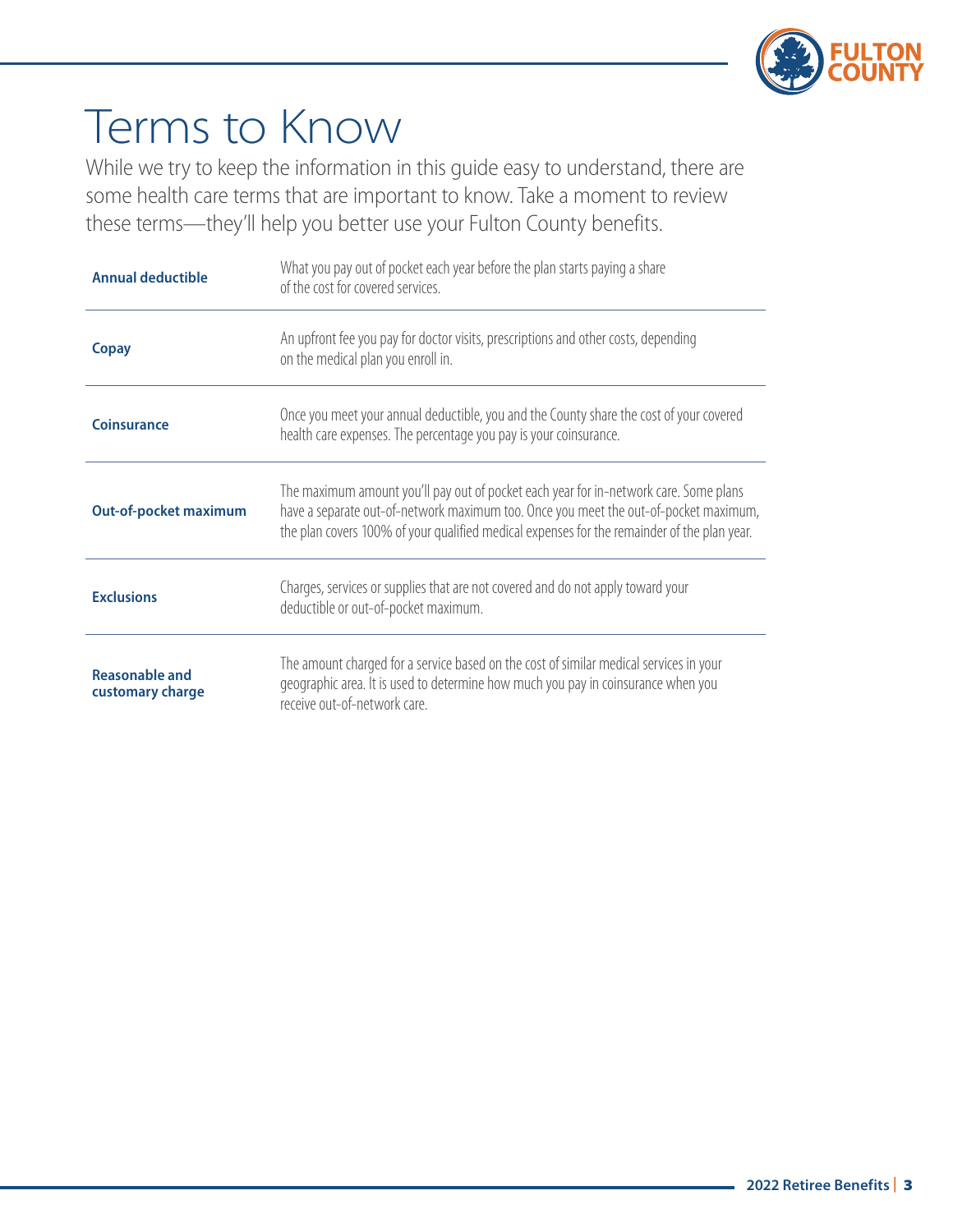# Terms to Know

While we try to keep the information in this guide easy to understand, there are some health care terms that are important to know. Take a moment to review these terms—they'll help you better use your Fulton County benefits.

| | |
|---|---|
| **Annual deductible** | What you pay out of pocket each year before the plan starts paying a share of the cost for covered services. |
| **Copay** | An upfront fee you pay for doctor visits, prescriptions and other costs, depending on the medical plan you enroll in. |
| **Coinsurance** | Once you meet your annual deductible, you and the County share the cost of your covered health care expenses. The percentage you pay is your coinsurance. |
| **Out-of-pocket maximum** | The maximum amount you'll pay out of pocket each year for in-network care. Some plans have a separate out-of-network maximum too. Once you meet the out-of-pocket maximum, the plan covers 100% of your qualified medical expenses for the remainder of the plan year. |
| **Exclusions** | Charges, services or supplies that are not covered and do not apply toward your deductible or out-of-pocket maximum. |
| **Reasonable and customary charge** | The amount charged for a service based on the cost of similar medical services in your geographic area. It is used to determine how much you pay in coinsurance when you receive out-of-network care. |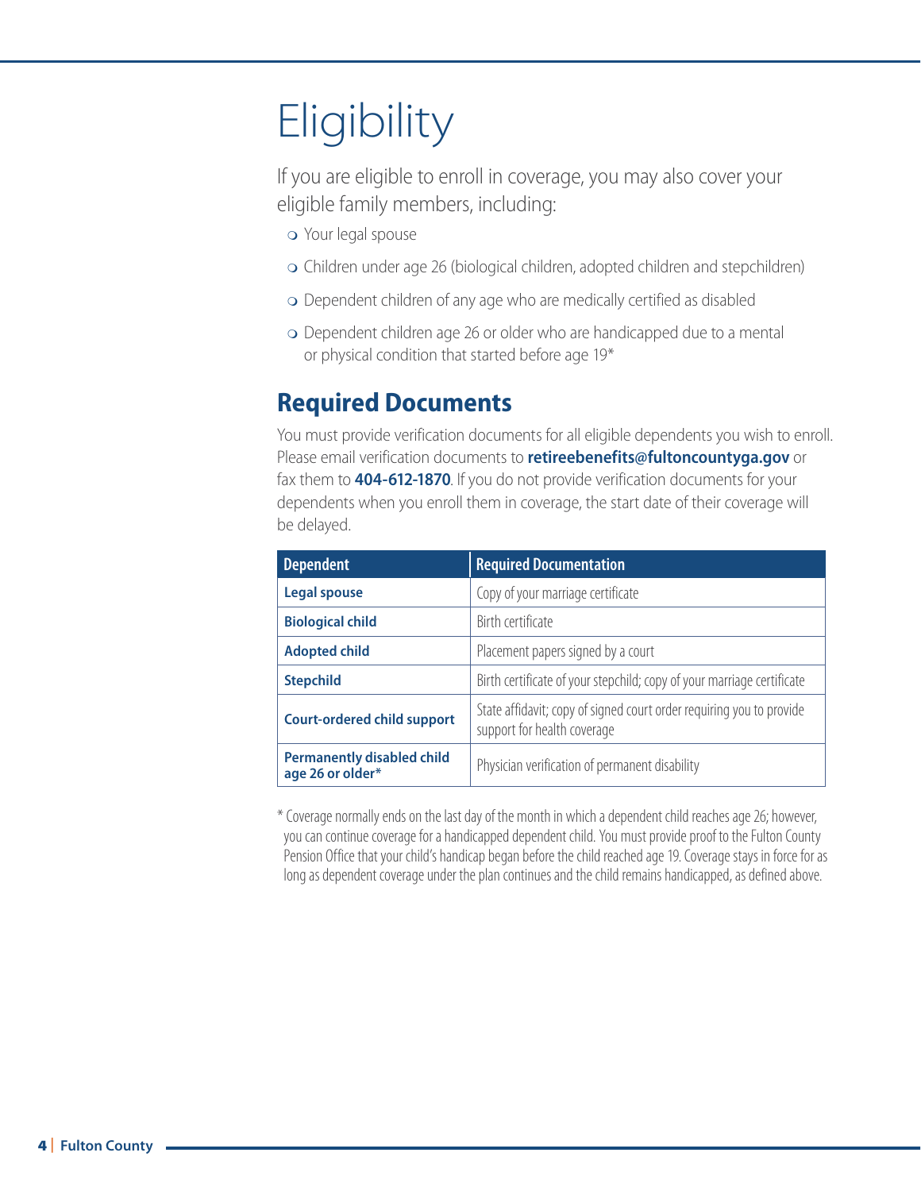# Eligibility

If you are eligible to enroll in coverage, you may also cover your eligible family members, including:

- Your legal spouse
- Children under age 26 (biological children, adopted children and stepchildren)
- Dependent children of any age who are medically certified as disabled
- Dependent children age 26 or older who are handicapped due to a mental or physical condition that started before age 19*

## Required Documents

You must provide verification documents for all eligible dependents you wish to enroll. Please email verification documents to **retireebenefits@fultoncountyga.gov** or fax them to **404-612-1870**. If you do not provide verification documents for your dependents when you enroll them in coverage, the start date of their coverage will be delayed.

| Dependent | Required Documentation |
| --- | --- |
| **Legal spouse** | Copy of your marriage certificate |
| **Biological child** | Birth certificate |
| **Adopted child** | Placement papers signed by a court |
| **Stepchild** | Birth certificate of your stepchild; copy of your marriage certificate |
| **Court-ordered child support** | State affidavit; copy of signed court order requiring you to provide support for health coverage |
| **Permanently disabled child age 26 or older*** | Physician verification of permanent disability |

\* Coverage normally ends on the last day of the month in which a dependent child reaches age 26; however, you can continue coverage for a handicapped dependent child. You must provide proof to the Fulton County Pension Office that your child's handicap began before the child reached age 19. Coverage stays in force for as long as dependent coverage under the plan continues and the child remains handicapped, as defined above.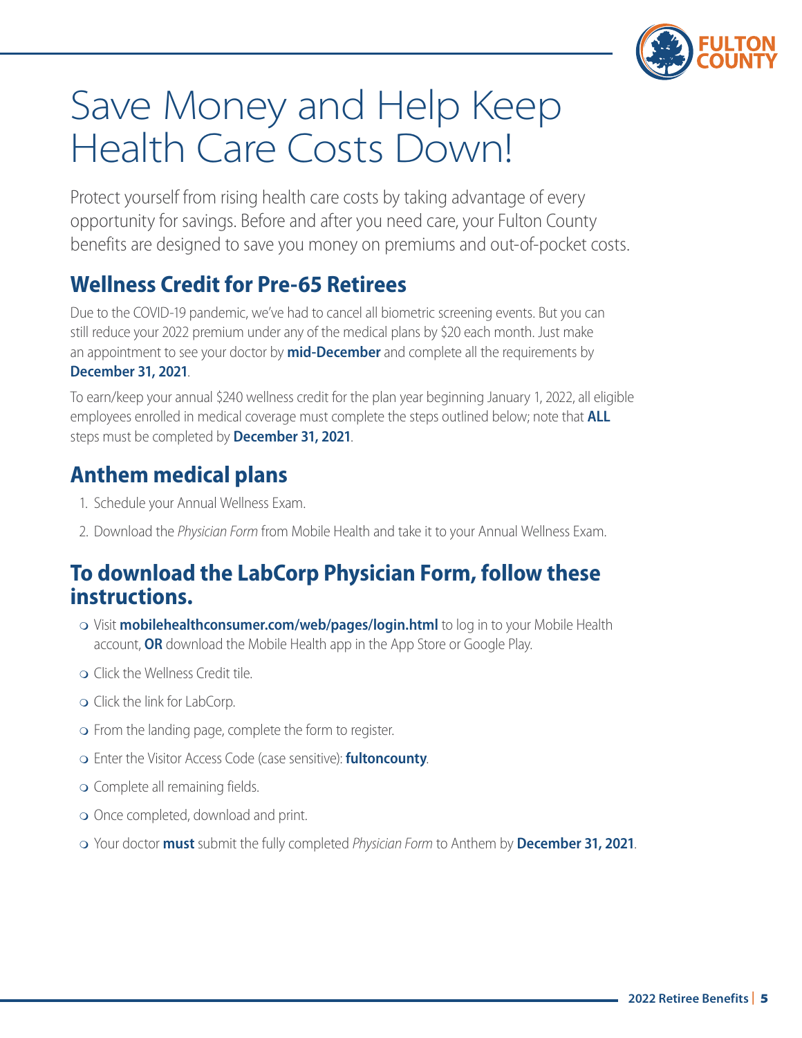# Save Money and Help Keep Health Care Costs Down!

Protect yourself from rising health care costs by taking advantage of every opportunity for savings. Before and after you need care, your Fulton County benefits are designed to save you money on premiums and out-of-pocket costs.

## Wellness Credit for Pre-65 Retirees

Due to the COVID-19 pandemic, we've had to cancel all biometric screening events. But you can still reduce your 2022 premium under any of the medical plans by $20 each month. Just make an appointment to see your doctor by **mid-December** and complete all the requirements by **December 31, 2021**.

To earn/keep your annual $240 wellness credit for the plan year beginning January 1, 2022, all eligible employees enrolled in medical coverage must complete the steps outlined below; note that **ALL** steps must be completed by **December 31, 2021**.

## Anthem medical plans

1. Schedule your Annual Wellness Exam.
2. Download the *Physician Form* from Mobile Health and take it to your Annual Wellness Exam.

## To download the LabCorp Physician Form, follow these instructions.

- Visit **mobilehealthconsumer.com/web/pages/login.html** to log in to your Mobile Health account, **OR** download the Mobile Health app in the App Store or Google Play.
- Click the Wellness Credit tile.
- Click the link for LabCorp.
- From the landing page, complete the form to register.
- Enter the Visitor Access Code (case sensitive): **fultoncounty**.
- Complete all remaining fields.
- Once completed, download and print.
- Your doctor **must** submit the fully completed *Physician Form* to Anthem by **December 31, 2021**.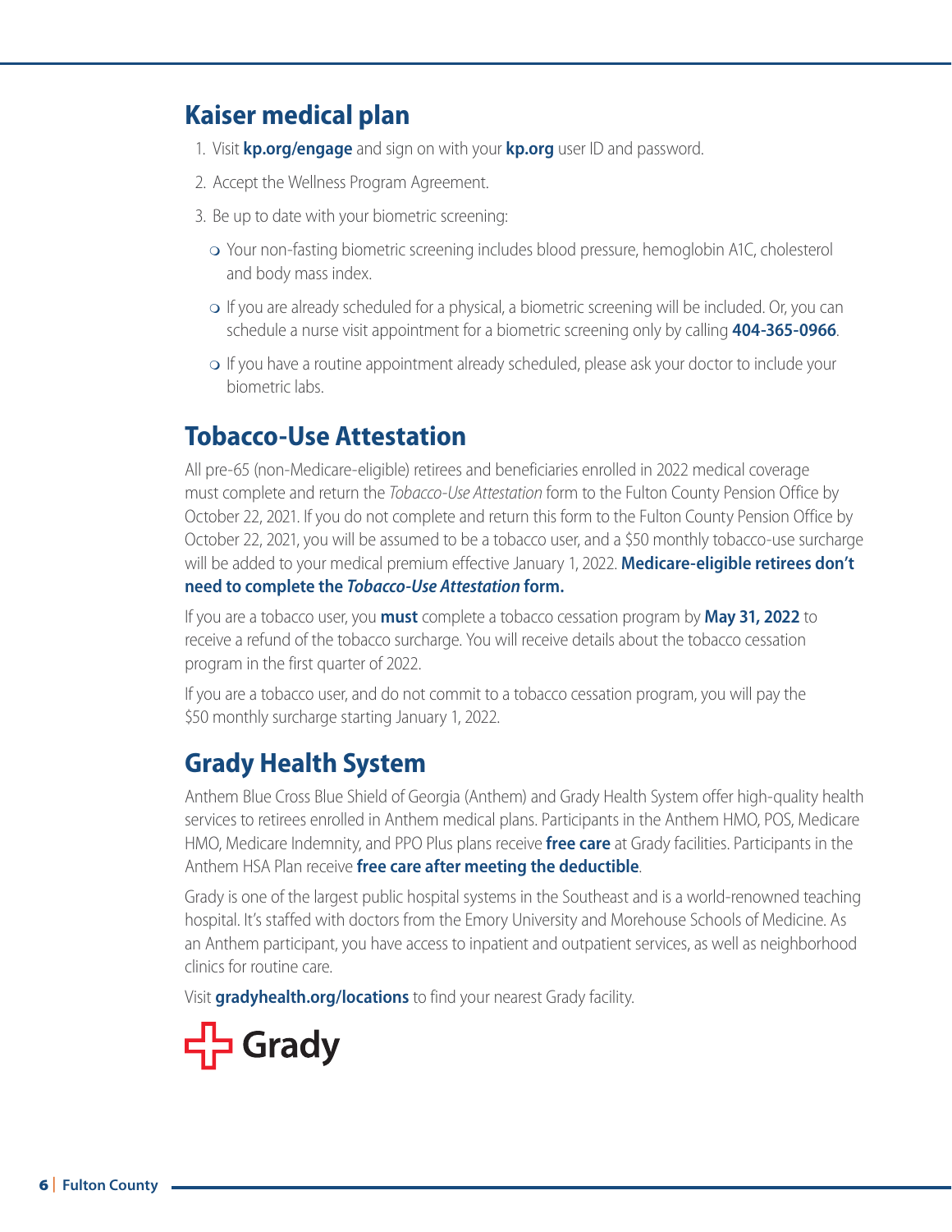## Kaiser medical plan

1. Visit **kp.org/engage** and sign on with your **kp.org** user ID and password.
2. Accept the Wellness Program Agreement.
3. Be up to date with your biometric screening:
   - Your non-fasting biometric screening includes blood pressure, hemoglobin A1C, cholesterol and body mass index.
   - If you are already scheduled for a physical, a biometric screening will be included. Or, you can schedule a nurse visit appointment for a biometric screening only by calling **404-365-0966**.
   - If you have a routine appointment already scheduled, please ask your doctor to include your biometric labs.

## Tobacco-Use Attestation

All pre-65 (non-Medicare-eligible) retirees and beneficiaries enrolled in 2022 medical coverage must complete and return the *Tobacco-Use Attestation* form to the Fulton County Pension Office by October 22, 2021. If you do not complete and return this form to the Fulton County Pension Office by October 22, 2021, you will be assumed to be a tobacco user, and a $50 monthly tobacco-use surcharge will be added to your medical premium effective January 1, 2022. **Medicare-eligible retirees don't need to complete the *Tobacco-Use Attestation* form.**

If you are a tobacco user, you **must** complete a tobacco cessation program by **May 31, 2022** to receive a refund of the tobacco surcharge. You will receive details about the tobacco cessation program in the first quarter of 2022.

If you are a tobacco user, and do not commit to a tobacco cessation program, you will pay the $50 monthly surcharge starting January 1, 2022.

## Grady Health System

Anthem Blue Cross Blue Shield of Georgia (Anthem) and Grady Health System offer high-quality health services to retirees enrolled in Anthem medical plans. Participants in the Anthem HMO, POS, Medicare HMO, Medicare Indemnity, and PPO Plus plans receive **free care** at Grady facilities. Participants in the Anthem HSA Plan receive **free care after meeting the deductible**.

Grady is one of the largest public hospital systems in the Southeast and is a world-renowned teaching hospital. It's staffed with doctors from the Emory University and Morehouse Schools of Medicine. As an Anthem participant, you have access to inpatient and outpatient services, as well as neighborhood clinics for routine care.

Visit **gradyhealth.org/locations** to find your nearest Grady facility.

Grady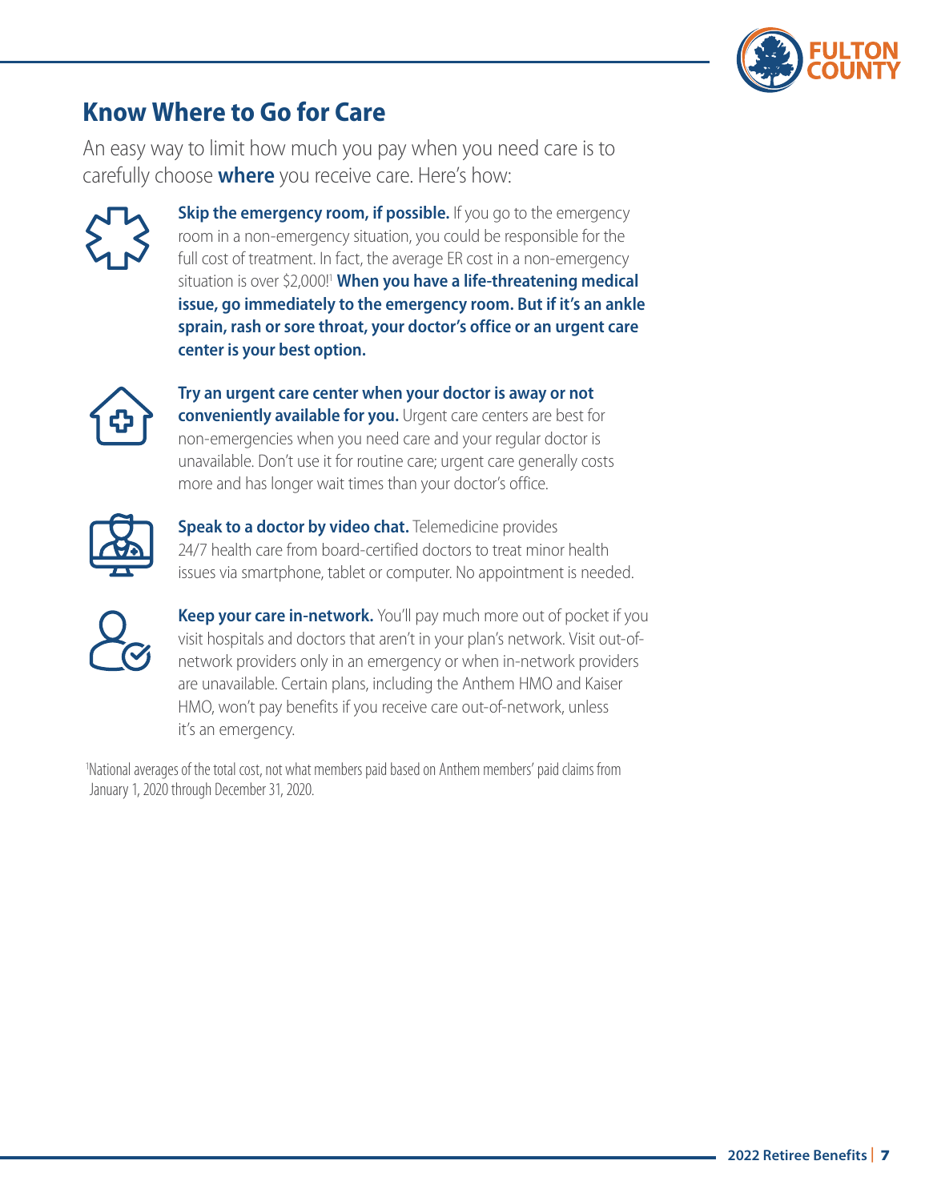## Know Where to Go for Care

An easy way to limit how much you pay when you need care is to carefully choose **where** you receive care. Here's how:

**Skip the emergency room, if possible.** If you go to the emergency room in a non-emergency situation, you could be responsible for the full cost of treatment. In fact, the average ER cost in a non-emergency situation is over $2,000![1] **When you have a life-threatening medical issue, go immediately to the emergency room. But if it's an ankle sprain, rash or sore throat, your doctor's office or an urgent care center is your best option.**

**Try an urgent care center when your doctor is away or not conveniently available for you.** Urgent care centers are best for non-emergencies when you need care and your regular doctor is unavailable. Don't use it for routine care; urgent care generally costs more and has longer wait times than your doctor's office.

**Speak to a doctor by video chat.** Telemedicine provides 24/7 health care from board-certified doctors to treat minor health issues via smartphone, tablet or computer. No appointment is needed.

**Keep your care in-network.** You'll pay much more out of pocket if you visit hospitals and doctors that aren't in your plan's network. Visit out-of-network providers only in an emergency or when in-network providers are unavailable. Certain plans, including the Anthem HMO and Kaiser HMO, won't pay benefits if you receive care out-of-network, unless it's an emergency.

[1]National averages of the total cost, not what members paid based on Anthem members' paid claims from January 1, 2020 through December 31, 2020.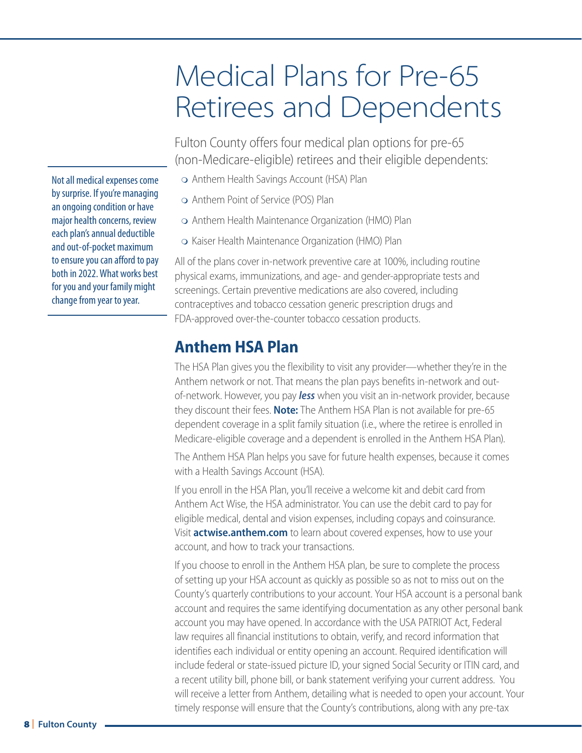# Medical Plans for Pre-65 Retirees and Dependents

Fulton County offers four medical plan options for pre-65 (non-Medicare-eligible) retirees and their eligible dependents:

- Anthem Health Savings Account (HSA) Plan
- Anthem Point of Service (POS) Plan
- Anthem Health Maintenance Organization (HMO) Plan
- Kaiser Health Maintenance Organization (HMO) Plan

Not all medical expenses come by surprise. If you're managing an ongoing condition or have major health concerns, review each plan's annual deductible and out-of-pocket maximum to ensure you can afford to pay both in 2022. What works best for you and your family might change from year to year.

All of the plans cover in-network preventive care at 100%, including routine physical exams, immunizations, and age- and gender-appropriate tests and screenings. Certain preventive medications are also covered, including contraceptives and tobacco cessation generic prescription drugs and FDA-approved over-the-counter tobacco cessation products.

## Anthem HSA Plan

The HSA Plan gives you the flexibility to visit any provider—whether they're in the Anthem network or not. That means the plan pays benefits in-network and out-of-network. However, you pay ***less*** when you visit an in-network provider, because they discount their fees. **Note:** The Anthem HSA Plan is not available for pre-65 dependent coverage in a split family situation (i.e., where the retiree is enrolled in Medicare-eligible coverage and a dependent is enrolled in the Anthem HSA Plan).

The Anthem HSA Plan helps you save for future health expenses, because it comes with a Health Savings Account (HSA).

If you enroll in the HSA Plan, you'll receive a welcome kit and debit card from Anthem Act Wise, the HSA administrator. You can use the debit card to pay for eligible medical, dental and vision expenses, including copays and coinsurance. Visit **actwise.anthem.com** to learn about covered expenses, how to use your account, and how to track your transactions.

If you choose to enroll in the Anthem HSA plan, be sure to complete the process of setting up your HSA account as quickly as possible so as not to miss out on the County's quarterly contributions to your account. Your HSA account is a personal bank account and requires the same identifying documentation as any other personal bank account you may have opened. In accordance with the USA PATRIOT Act, Federal law requires all financial institutions to obtain, verify, and record information that identifies each individual or entity opening an account. Required identification will include federal or state-issued picture ID, your signed Social Security or ITIN card, and a recent utility bill, phone bill, or bank statement verifying your current address. You will receive a letter from Anthem, detailing what is needed to open your account. Your timely response will ensure that the County's contributions, along with any pre-tax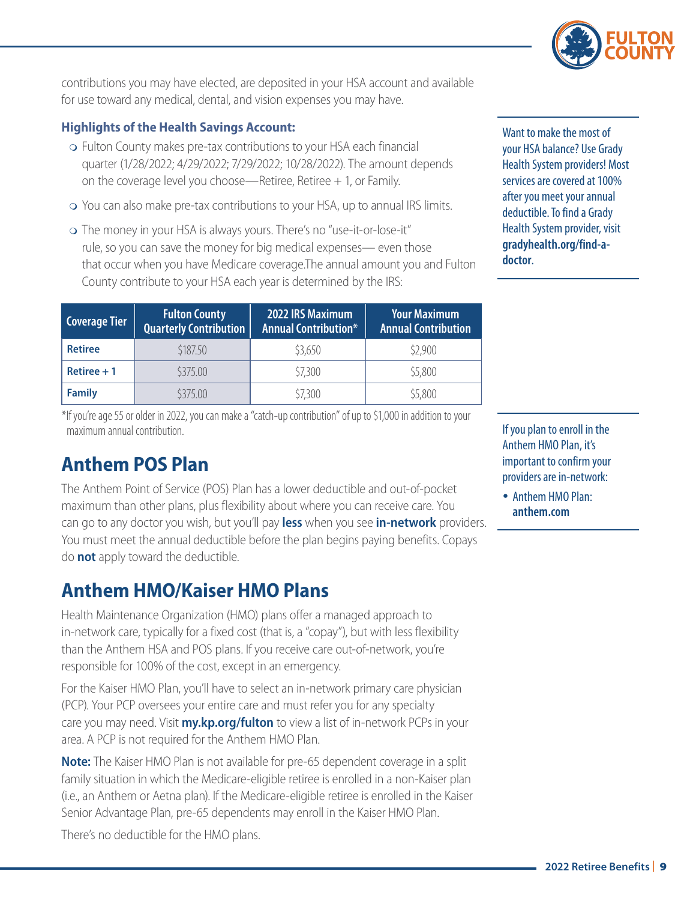contributions you may have elected, are deposited in your HSA account and available for use toward any medical, dental, and vision expenses you may have.

**Highlights of the Health Savings Account:**

- Fulton County makes pre-tax contributions to your HSA each financial quarter (1/28/2022; 4/29/2022; 7/29/2022; 10/28/2022). The amount depends on the coverage level you choose—Retiree, Retiree + 1, or Family.
- You can also make pre-tax contributions to your HSA, up to annual IRS limits.
- The money in your HSA is always yours. There's no "use-it-or-lose-it" rule, so you can save the money for big medical expenses— even those that occur when you have Medicare coverage.The annual amount you and Fulton County contribute to your HSA each year is determined by the IRS:

| Coverage Tier | Fulton County Quarterly Contribution | 2022 IRS Maximum Annual Contribution* | Your Maximum Annual Contribution |
|---|---|---|---|
| **Retiree** | $187.50 | $3,650 | $2,900 |
| **Retiree + 1** | $375.00 | $7,300 | $5,800 |
| **Family** | $375.00 | $7,300 | $5,800 |

*If you're age 55 or older in 2022, you can make a "catch-up contribution" of up to $1,000 in addition to your maximum annual contribution.

Want to make the most of your HSA balance? Use Grady Health System providers! Most services are covered at 100% after you meet your annual deductible. To find a Grady Health System provider, visit **gradyhealth.org/find-a-doctor**.

## Anthem POS Plan

The Anthem Point of Service (POS) Plan has a lower deductible and out-of-pocket maximum than other plans, plus flexibility about where you can receive care. You can go to any doctor you wish, but you'll pay **less** when you see **in-network** providers. You must meet the annual deductible before the plan begins paying benefits. Copays do **not** apply toward the deductible.

## Anthem HMO/Kaiser HMO Plans

Health Maintenance Organization (HMO) plans offer a managed approach to in-network care, typically for a fixed cost (that is, a "copay"), but with less flexibility than the Anthem HSA and POS plans. If you receive care out-of-network, you're responsible for 100% of the cost, except in an emergency.

For the Kaiser HMO Plan, you'll have to select an in-network primary care physician (PCP). Your PCP oversees your entire care and must refer you for any specialty care you may need. Visit **my.kp.org/fulton** to view a list of in-network PCPs in your area. A PCP is not required for the Anthem HMO Plan.

**Note:** The Kaiser HMO Plan is not available for pre-65 dependent coverage in a split family situation in which the Medicare-eligible retiree is enrolled in a non-Kaiser plan (i.e., an Anthem or Aetna plan). If the Medicare-eligible retiree is enrolled in the Kaiser Senior Advantage Plan, pre-65 dependents may enroll in the Kaiser HMO Plan.

There's no deductible for the HMO plans.

If you plan to enroll in the Anthem HMO Plan, it's important to confirm your providers are in-network:

- Anthem HMO Plan: **anthem.com**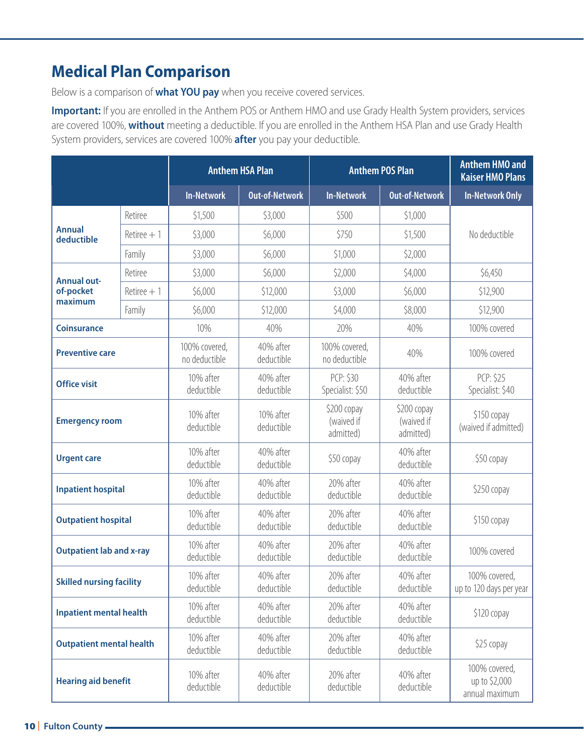## Medical Plan Comparison

Below is a comparison of **what YOU pay** when you receive covered services.

**Important:** If you are enrolled in the Anthem POS or Anthem HMO and use Grady Health System providers, services are covered 100%, **without** meeting a deductible. If you are enrolled in the Anthem HSA Plan and use Grady Health System providers, services are covered 100% **after** you pay your deductible.

| | | Anthem HSA Plan | | Anthem POS Plan | | Anthem HMO and Kaiser HMO Plans |
|---|---|---|---|---|---|---|
| | | **In-Network** | **Out-of-Network** | **In-Network** | **Out-of-Network** | **In-Network Only** |
| **Annual deductible** | Retiree | $1,500 | $3,000 | $500 | $1,000 | No deductible |
| | Retiree + 1 | $3,000 | $6,000 | $750 | $1,500 | |
| | Family | $3,000 | $6,000 | $1,000 | $2,000 | |
| **Annual out-of-pocket maximum** | Retiree | $3,000 | $6,000 | $2,000 | $4,000 | $6,450 |
| | Retiree + 1 | $6,000 | $12,000 | $3,000 | $6,000 | $12,900 |
| | Family | $6,000 | $12,000 | $4,000 | $8,000 | $12,900 |
| **Coinsurance** | | 10% | 40% | 20% | 40% | 100% covered |
| **Preventive care** | | 100% covered, no deductible | 40% after deductible | 100% covered, no deductible | 40% | 100% covered |
| **Office visit** | | 10% after deductible | 40% after deductible | PCP: $30 Specialist: $50 | 40% after deductible | PCP: $25 Specialist: $40 |
| **Emergency room** | | 10% after deductible | 10% after deductible | $200 copay (waived if admitted) | $200 copay (waived if admitted) | $150 copay (waived if admitted) |
| **Urgent care** | | 10% after deductible | 40% after deductible | $50 copay | 40% after deductible | $50 copay |
| **Inpatient hospital** | | 10% after deductible | 40% after deductible | 20% after deductible | 40% after deductible | $250 copay |
| **Outpatient hospital** | | 10% after deductible | 40% after deductible | 20% after deductible | 40% after deductible | $150 copay |
| **Outpatient lab and x-ray** | | 10% after deductible | 40% after deductible | 20% after deductible | 40% after deductible | 100% covered |
| **Skilled nursing facility** | | 10% after deductible | 40% after deductible | 20% after deductible | 40% after deductible | 100% covered, up to 120 days per year |
| **Inpatient mental health** | | 10% after deductible | 40% after deductible | 20% after deductible | 40% after deductible | $120 copay |
| **Outpatient mental health** | | 10% after deductible | 40% after deductible | 20% after deductible | 40% after deductible | $25 copay |
| **Hearing aid benefit** | | 10% after deductible | 40% after deductible | 20% after deductible | 40% after deductible | 100% covered, up to $2,000 annual maximum |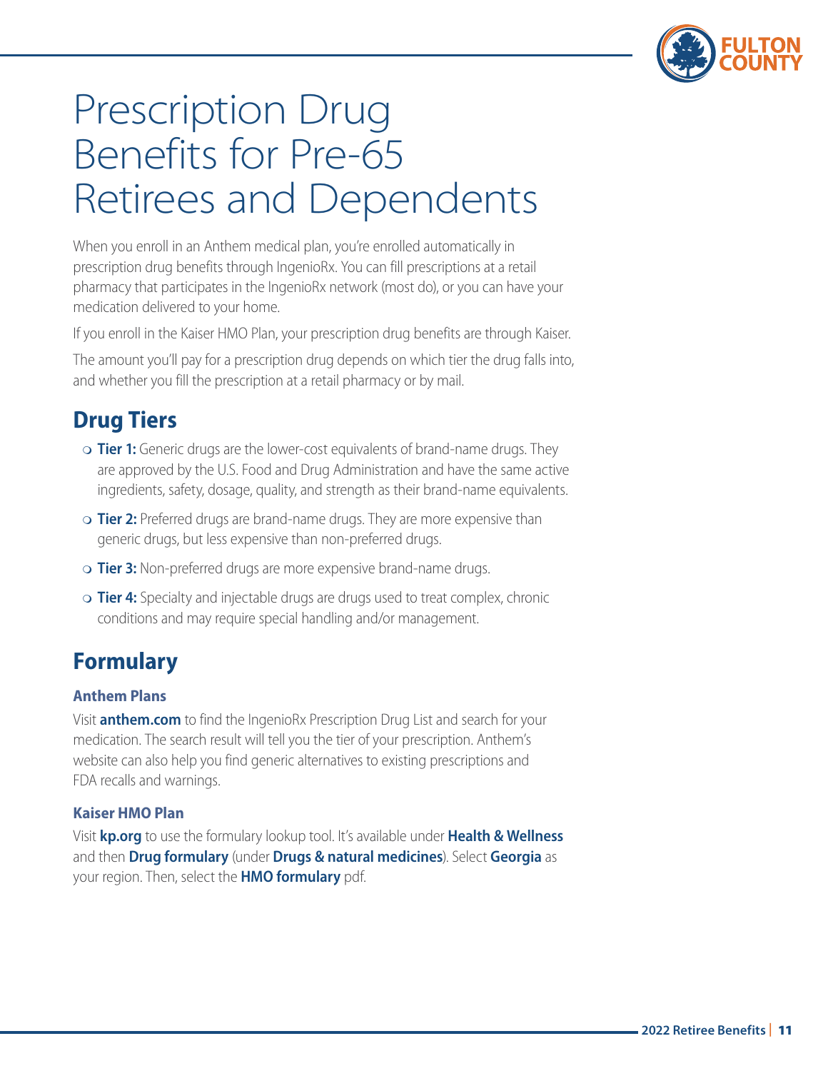# Prescription Drug Benefits for Pre-65 Retirees and Dependents

When you enroll in an Anthem medical plan, you're enrolled automatically in prescription drug benefits through IngenioRx. You can fill prescriptions at a retail pharmacy that participates in the IngenioRx network (most do), or you can have your medication delivered to your home.

If you enroll in the Kaiser HMO Plan, your prescription drug benefits are through Kaiser.

The amount you'll pay for a prescription drug depends on which tier the drug falls into, and whether you fill the prescription at a retail pharmacy or by mail.

## Drug Tiers

- **Tier 1:** Generic drugs are the lower-cost equivalents of brand-name drugs. They are approved by the U.S. Food and Drug Administration and have the same active ingredients, safety, dosage, quality, and strength as their brand-name equivalents.
- **Tier 2:** Preferred drugs are brand-name drugs. They are more expensive than generic drugs, but less expensive than non-preferred drugs.
- **Tier 3:** Non-preferred drugs are more expensive brand-name drugs.
- **Tier 4:** Specialty and injectable drugs are drugs used to treat complex, chronic conditions and may require special handling and/or management.

## Formulary

### Anthem Plans

Visit **anthem.com** to find the IngenioRx Prescription Drug List and search for your medication. The search result will tell you the tier of your prescription. Anthem's website can also help you find generic alternatives to existing prescriptions and FDA recalls and warnings.

### Kaiser HMO Plan

Visit **kp.org** to use the formulary lookup tool. It's available under **Health & Wellness** and then **Drug formulary** (under **Drugs & natural medicines**). Select **Georgia** as your region. Then, select the **HMO formulary** pdf.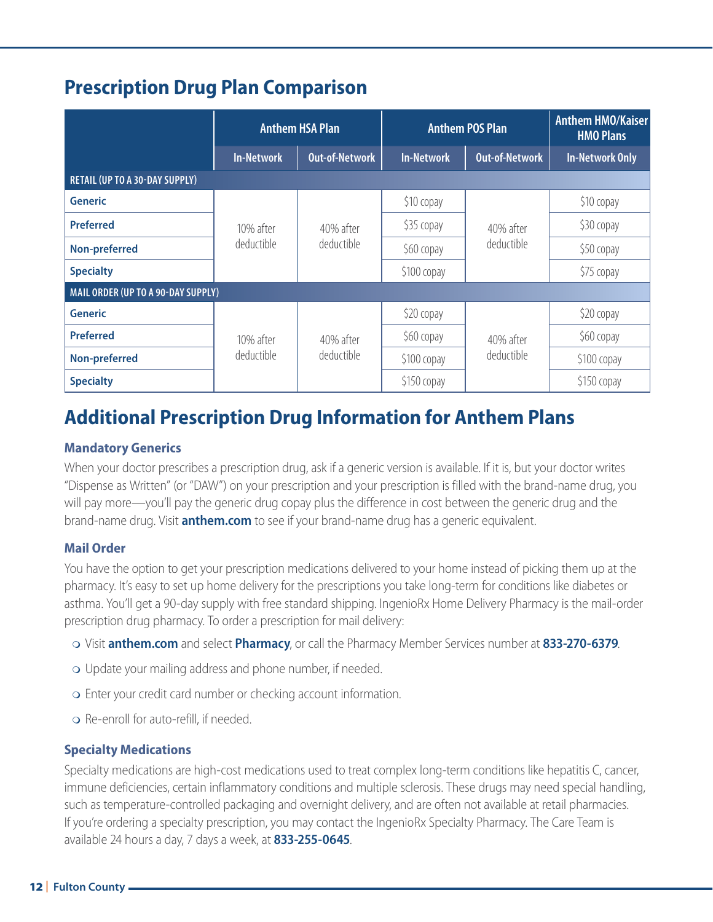## Prescription Drug Plan Comparison

| | Anthem HSA Plan | | Anthem POS Plan | | Anthem HMO/Kaiser HMO Plans |
|---|---|---|---|---|---|
| | In-Network | Out-of-Network | In-Network | Out-of-Network | In-Network Only |
| **RETAIL (UP TO A 30-DAY SUPPLY)** | | | | | |
| **Generic** | 10% after deductible | 40% after deductible | $10 copay | 40% after deductible | $10 copay |
| **Preferred** | | | $35 copay | | $30 copay |
| **Non-preferred** | | | $60 copay | | $50 copay |
| **Specialty** | | | $100 copay | | $75 copay |
| **MAIL ORDER (UP TO A 90-DAY SUPPLY)** | | | | | |
| **Generic** | 10% after deductible | 40% after deductible | $20 copay | 40% after deductible | $20 copay |
| **Preferred** | | | $60 copay | | $60 copay |
| **Non-preferred** | | | $100 copay | | $100 copay |
| **Specialty** | | | $150 copay | | $150 copay |

## Additional Prescription Drug Information for Anthem Plans

### Mandatory Generics

When your doctor prescribes a prescription drug, ask if a generic version is available. If it is, but your doctor writes "Dispense as Written" (or "DAW") on your prescription and your prescription is filled with the brand-name drug, you will pay more—you'll pay the generic drug copay plus the difference in cost between the generic drug and the brand-name drug. Visit **anthem.com** to see if your brand-name drug has a generic equivalent.

### Mail Order

You have the option to get your prescription medications delivered to your home instead of picking them up at the pharmacy. It's easy to set up home delivery for the prescriptions you take long-term for conditions like diabetes or asthma. You'll get a 90-day supply with free standard shipping. IngenioRx Home Delivery Pharmacy is the mail-order prescription drug pharmacy. To order a prescription for mail delivery:

- Visit **anthem.com** and select **Pharmacy**, or call the Pharmacy Member Services number at **833-270-6379**.
- Update your mailing address and phone number, if needed.
- Enter your credit card number or checking account information.
- Re-enroll for auto-refill, if needed.

### Specialty Medications

Specialty medications are high-cost medications used to treat complex long-term conditions like hepatitis C, cancer, immune deficiencies, certain inflammatory conditions and multiple sclerosis. These drugs may need special handling, such as temperature-controlled packaging and overnight delivery, and are often not available at retail pharmacies. If you're ordering a specialty prescription, you may contact the IngenioRx Specialty Pharmacy. The Care Team is available 24 hours a day, 7 days a week, at **833-255-0645**.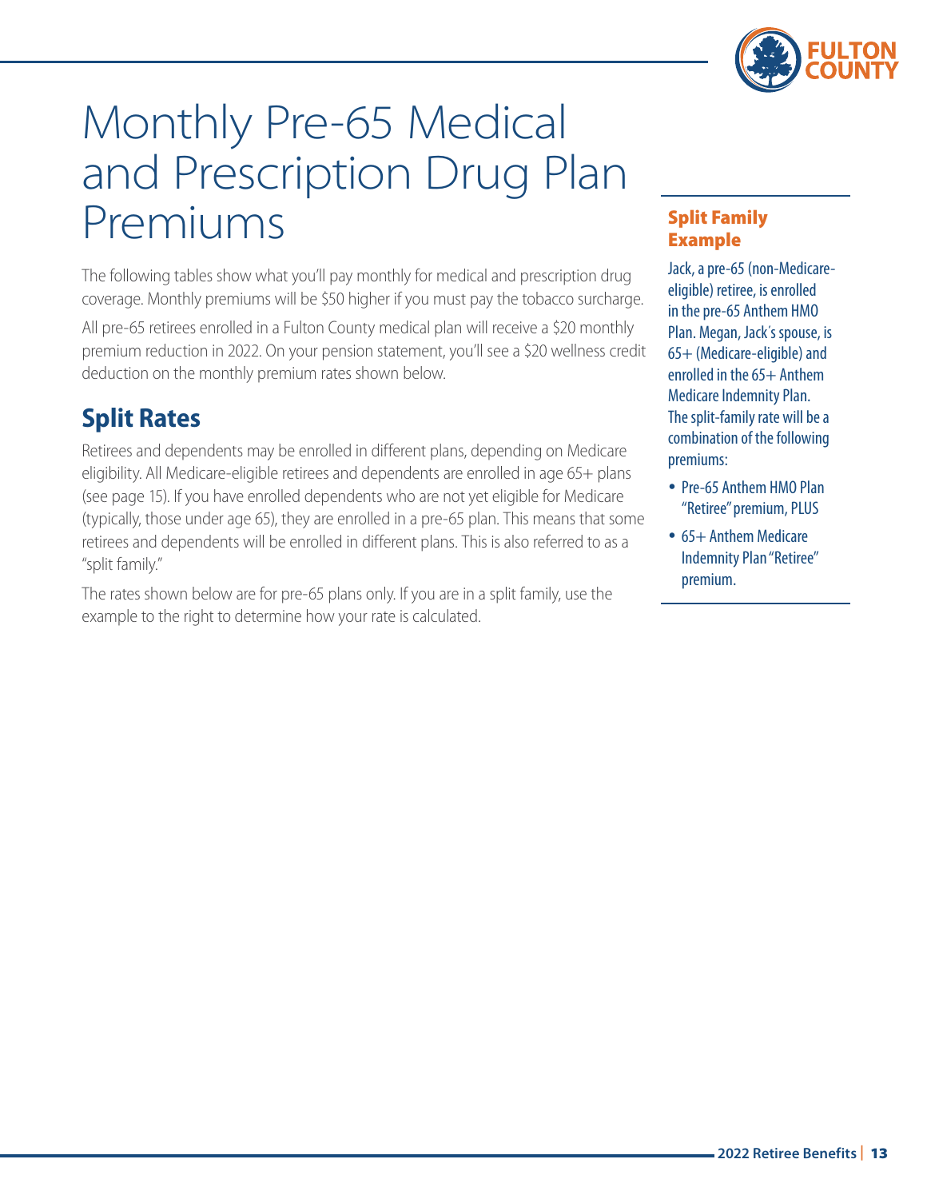# Monthly Pre-65 Medical and Prescription Drug Plan Premiums

The following tables show what you'll pay monthly for medical and prescription drug coverage. Monthly premiums will be $50 higher if you must pay the tobacco surcharge.

All pre-65 retirees enrolled in a Fulton County medical plan will receive a $20 monthly premium reduction in 2022. On your pension statement, you'll see a $20 wellness credit deduction on the monthly premium rates shown below.

## Split Rates

Retirees and dependents may be enrolled in different plans, depending on Medicare eligibility. All Medicare-eligible retirees and dependents are enrolled in age 65+ plans (see page 15). If you have enrolled dependents who are not yet eligible for Medicare (typically, those under age 65), they are enrolled in a pre-65 plan. This means that some retirees and dependents will be enrolled in different plans. This is also referred to as a "split family."

The rates shown below are for pre-65 plans only. If you are in a split family, use the example to the right to determine how your rate is calculated.

### Split Family Example

Jack, a pre-65 (non-Medicare-eligible) retiree, is enrolled in the pre-65 Anthem HMO Plan. Megan, Jack's spouse, is 65+ (Medicare-eligible) and enrolled in the 65+ Anthem Medicare Indemnity Plan. The split-family rate will be a combination of the following premiums:

- Pre-65 Anthem HMO Plan "Retiree" premium, PLUS
- 65+ Anthem Medicare Indemnity Plan "Retiree" premium.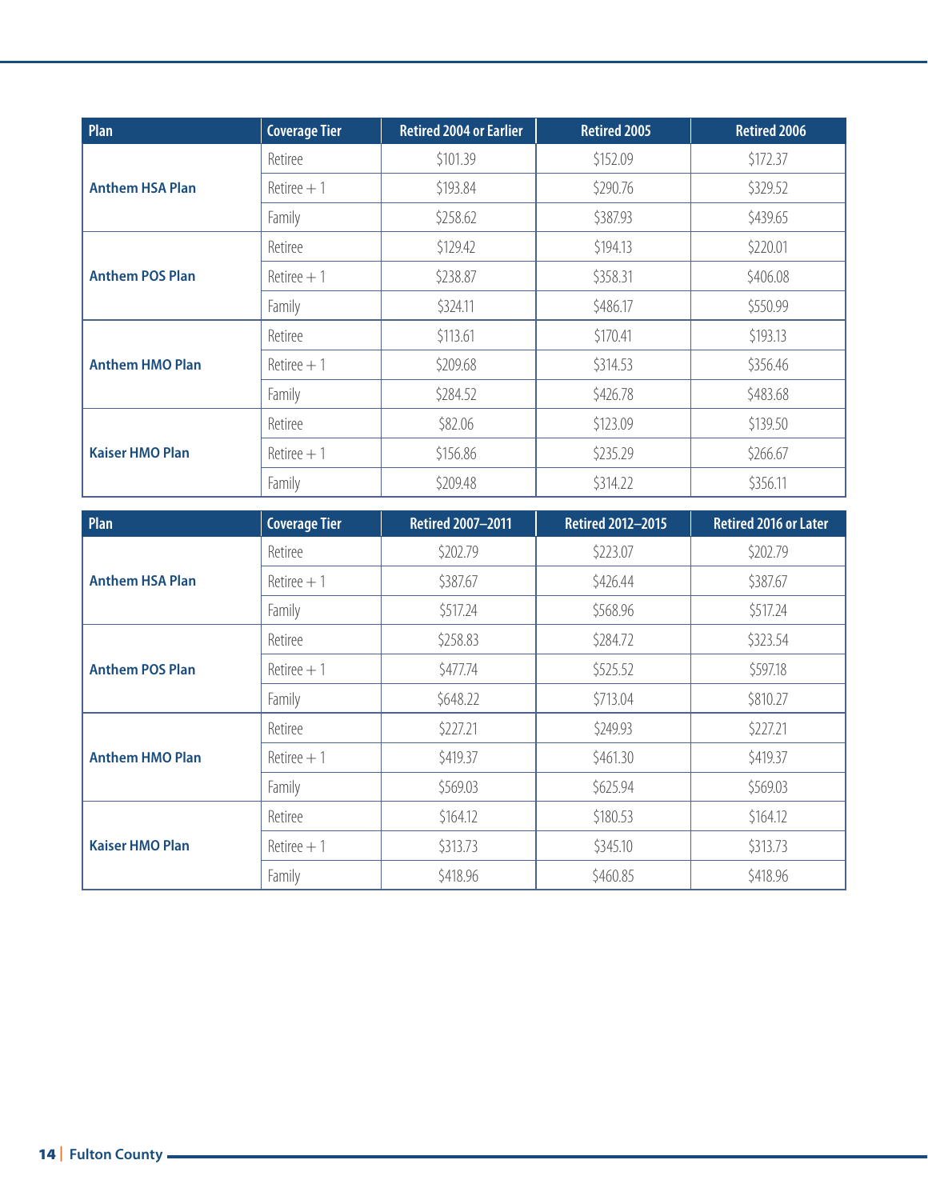| Plan | Coverage Tier | Retired 2004 or Earlier | Retired 2005 | Retired 2006 |
|---|---|---|---|---|
| **Anthem HSA Plan** | Retiree | $101.39 | $152.09 | $172.37 |
| | Retiree + 1 | $193.84 | $290.76 | $329.52 |
| | Family | $258.62 | $387.93 | $439.65 |
| **Anthem POS Plan** | Retiree | $129.42 | $194.13 | $220.01 |
| | Retiree + 1 | $238.87 | $358.31 | $406.08 |
| | Family | $324.11 | $486.17 | $550.99 |
| **Anthem HMO Plan** | Retiree | $113.61 | $170.41 | $193.13 |
| | Retiree + 1 | $209.68 | $314.53 | $356.46 |
| | Family | $284.52 | $426.78 | $483.68 |
| **Kaiser HMO Plan** | Retiree | $82.06 | $123.09 | $139.50 |
| | Retiree + 1 | $156.86 | $235.29 | $266.67 |
| | Family | $209.48 | $314.22 | $356.11 |

| Plan | Coverage Tier | Retired 2007–2011 | Retired 2012–2015 | Retired 2016 or Later |
|---|---|---|---|---|
| **Anthem HSA Plan** | Retiree | $202.79 | $223.07 | $202.79 |
| | Retiree + 1 | $387.67 | $426.44 | $387.67 |
| | Family | $517.24 | $568.96 | $517.24 |
| **Anthem POS Plan** | Retiree | $258.83 | $284.72 | $323.54 |
| | Retiree + 1 | $477.74 | $525.52 | $597.18 |
| | Family | $648.22 | $713.04 | $810.27 |
| **Anthem HMO Plan** | Retiree | $227.21 | $249.93 | $227.21 |
| | Retiree + 1 | $419.37 | $461.30 | $419.37 |
| | Family | $569.03 | $625.94 | $569.03 |
| **Kaiser HMO Plan** | Retiree | $164.12 | $180.53 | $164.12 |
| | Retiree + 1 | $313.73 | $345.10 | $313.73 |
| | Family | $418.96 | $460.85 | $418.96 |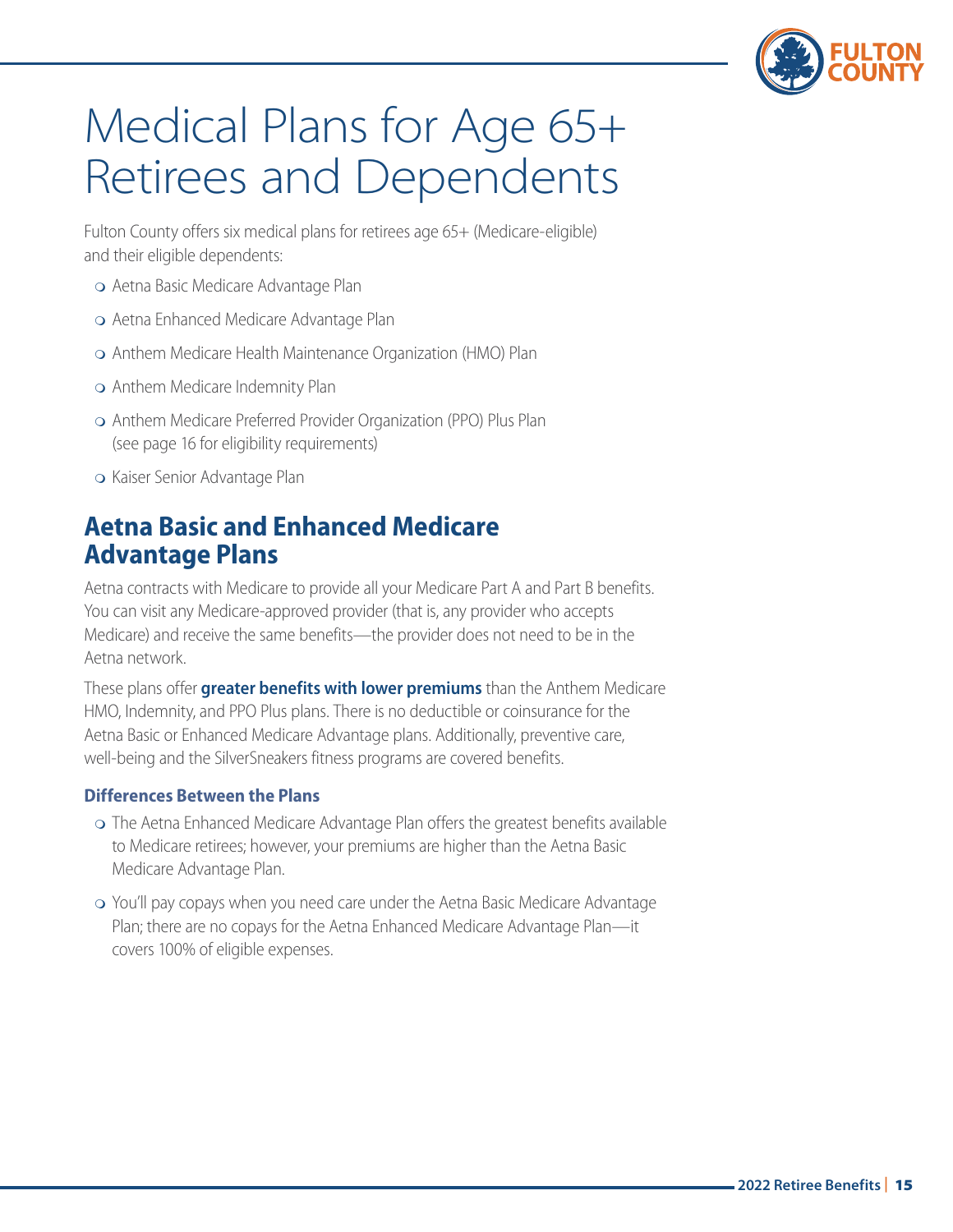# Medical Plans for Age 65+ Retirees and Dependents

Fulton County offers six medical plans for retirees age 65+ (Medicare-eligible) and their eligible dependents:

- Aetna Basic Medicare Advantage Plan
- Aetna Enhanced Medicare Advantage Plan
- Anthem Medicare Health Maintenance Organization (HMO) Plan
- Anthem Medicare Indemnity Plan
- Anthem Medicare Preferred Provider Organization (PPO) Plus Plan (see page 16 for eligibility requirements)
- Kaiser Senior Advantage Plan

## Aetna Basic and Enhanced Medicare Advantage Plans

Aetna contracts with Medicare to provide all your Medicare Part A and Part B benefits. You can visit any Medicare-approved provider (that is, any provider who accepts Medicare) and receive the same benefits—the provider does not need to be in the Aetna network.

These plans offer **greater benefits with lower premiums** than the Anthem Medicare HMO, Indemnity, and PPO Plus plans. There is no deductible or coinsurance for the Aetna Basic or Enhanced Medicare Advantage plans. Additionally, preventive care, well-being and the SilverSneakers fitness programs are covered benefits.

### Differences Between the Plans

- The Aetna Enhanced Medicare Advantage Plan offers the greatest benefits available to Medicare retirees; however, your premiums are higher than the Aetna Basic Medicare Advantage Plan.
- You'll pay copays when you need care under the Aetna Basic Medicare Advantage Plan; there are no copays for the Aetna Enhanced Medicare Advantage Plan—it covers 100% of eligible expenses.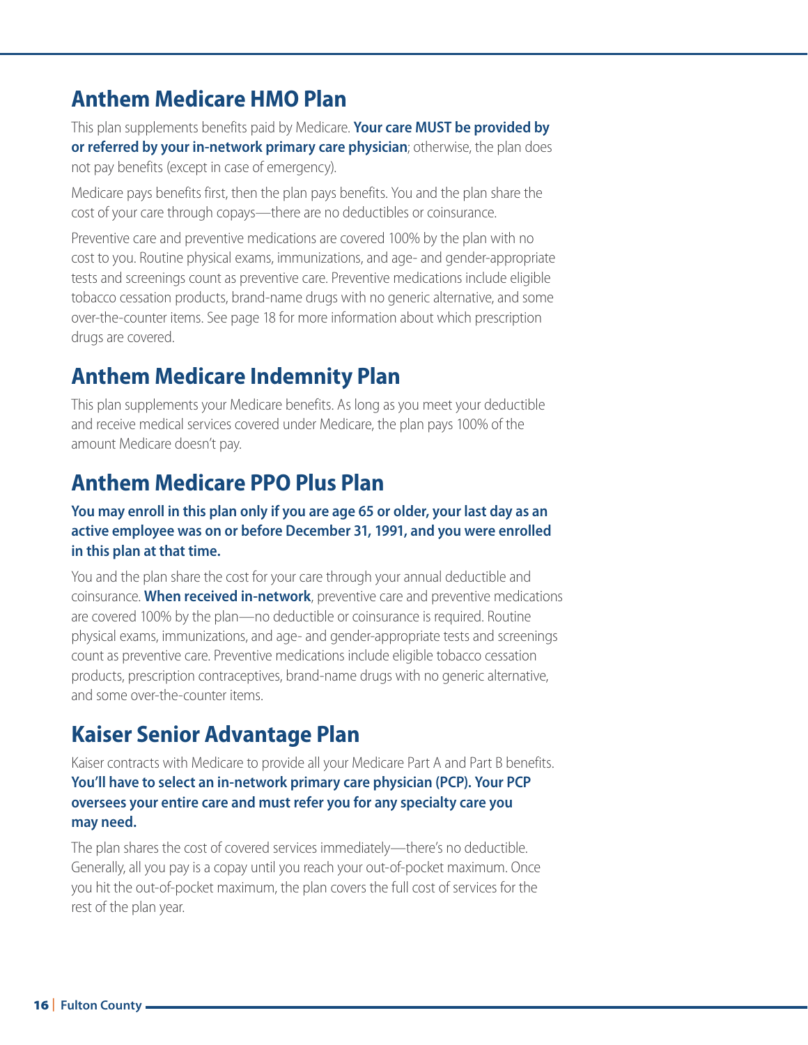## Anthem Medicare HMO Plan

This plan supplements benefits paid by Medicare. **Your care MUST be provided by or referred by your in-network primary care physician**; otherwise, the plan does not pay benefits (except in case of emergency).

Medicare pays benefits first, then the plan pays benefits. You and the plan share the cost of your care through copays—there are no deductibles or coinsurance.

Preventive care and preventive medications are covered 100% by the plan with no cost to you. Routine physical exams, immunizations, and age- and gender-appropriate tests and screenings count as preventive care. Preventive medications include eligible tobacco cessation products, brand-name drugs with no generic alternative, and some over-the-counter items. See page 18 for more information about which prescription drugs are covered.

## Anthem Medicare Indemnity Plan

This plan supplements your Medicare benefits. As long as you meet your deductible and receive medical services covered under Medicare, the plan pays 100% of the amount Medicare doesn't pay.

## Anthem Medicare PPO Plus Plan

**You may enroll in this plan only if you are age 65 or older, your last day as an active employee was on or before December 31, 1991, and you were enrolled in this plan at that time.**

You and the plan share the cost for your care through your annual deductible and coinsurance. **When received in-network**, preventive care and preventive medications are covered 100% by the plan—no deductible or coinsurance is required. Routine physical exams, immunizations, and age- and gender-appropriate tests and screenings count as preventive care. Preventive medications include eligible tobacco cessation products, prescription contraceptives, brand-name drugs with no generic alternative, and some over-the-counter items.

## Kaiser Senior Advantage Plan

Kaiser contracts with Medicare to provide all your Medicare Part A and Part B benefits. **You'll have to select an in-network primary care physician (PCP). Your PCP oversees your entire care and must refer you for any specialty care you may need.**

The plan shares the cost of covered services immediately—there's no deductible. Generally, all you pay is a copay until you reach your out-of-pocket maximum. Once you hit the out-of-pocket maximum, the plan covers the full cost of services for the rest of the plan year.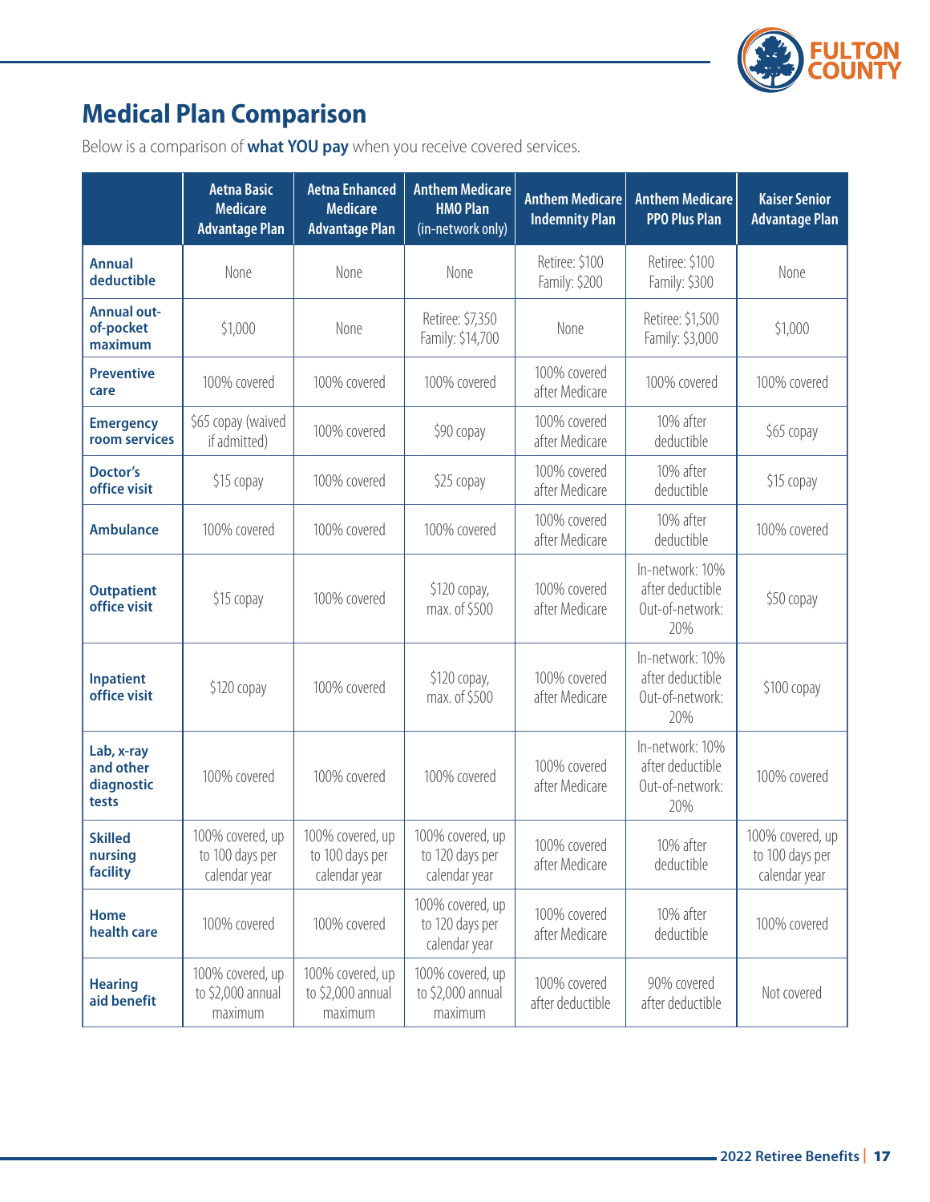## Medical Plan Comparison

Below is a comparison of **what YOU pay** when you receive covered services.

| | Aetna Basic Medicare Advantage Plan | Aetna Enhanced Medicare Advantage Plan | Anthem Medicare HMO Plan (in-network only) | Anthem Medicare Indemnity Plan | Anthem Medicare PPO Plus Plan | Kaiser Senior Advantage Plan |
|---|---|---|---|---|---|---|
| **Annual deductible** | None | None | None | Retiree: $100<br>Family: $200 | Retiree: $100<br>Family: $300 | None |
| **Annual out-of-pocket maximum** | $1,000 | None | Retiree: $7,350<br>Family: $14,700 | None | Retiree: $1,500<br>Family: $3,000 | $1,000 |
| **Preventive care** | 100% covered | 100% covered | 100% covered | 100% covered after Medicare | 100% covered | 100% covered |
| **Emergency room services** | $65 copay (waived if admitted) | 100% covered | $90 copay | 100% covered after Medicare | 10% after deductible | $65 copay |
| **Doctor's office visit** | $15 copay | 100% covered | $25 copay | 100% covered after Medicare | 10% after deductible | $15 copay |
| **Ambulance** | 100% covered | 100% covered | 100% covered | 100% covered after Medicare | 10% after deductible | 100% covered |
| **Outpatient office visit** | $15 copay | 100% covered | $120 copay, max. of $500 | 100% covered after Medicare | In-network: 10% after deductible<br>Out-of-network: 20% | $50 copay |
| **Inpatient office visit** | $120 copay | 100% covered | $120 copay, max. of $500 | 100% covered after Medicare | In-network: 10% after deductible<br>Out-of-network: 20% | $100 copay |
| **Lab, x-ray and other diagnostic tests** | 100% covered | 100% covered | 100% covered | 100% covered after Medicare | In-network: 10% after deductible<br>Out-of-network: 20% | 100% covered |
| **Skilled nursing facility** | 100% covered, up to 100 days per calendar year | 100% covered, up to 100 days per calendar year | 100% covered, up to 120 days per calendar year | 100% covered after Medicare | 10% after deductible | 100% covered, up to 100 days per calendar year |
| **Home health care** | 100% covered | 100% covered | 100% covered, up to 120 days per calendar year | 100% covered after Medicare | 10% after deductible | 100% covered |
| **Hearing aid benefit** | 100% covered, up to $2,000 annual maximum | 100% covered, up to $2,000 annual maximum | 100% covered, up to $2,000 annual maximum | 100% covered after deductible | 90% covered after deductible | Not covered |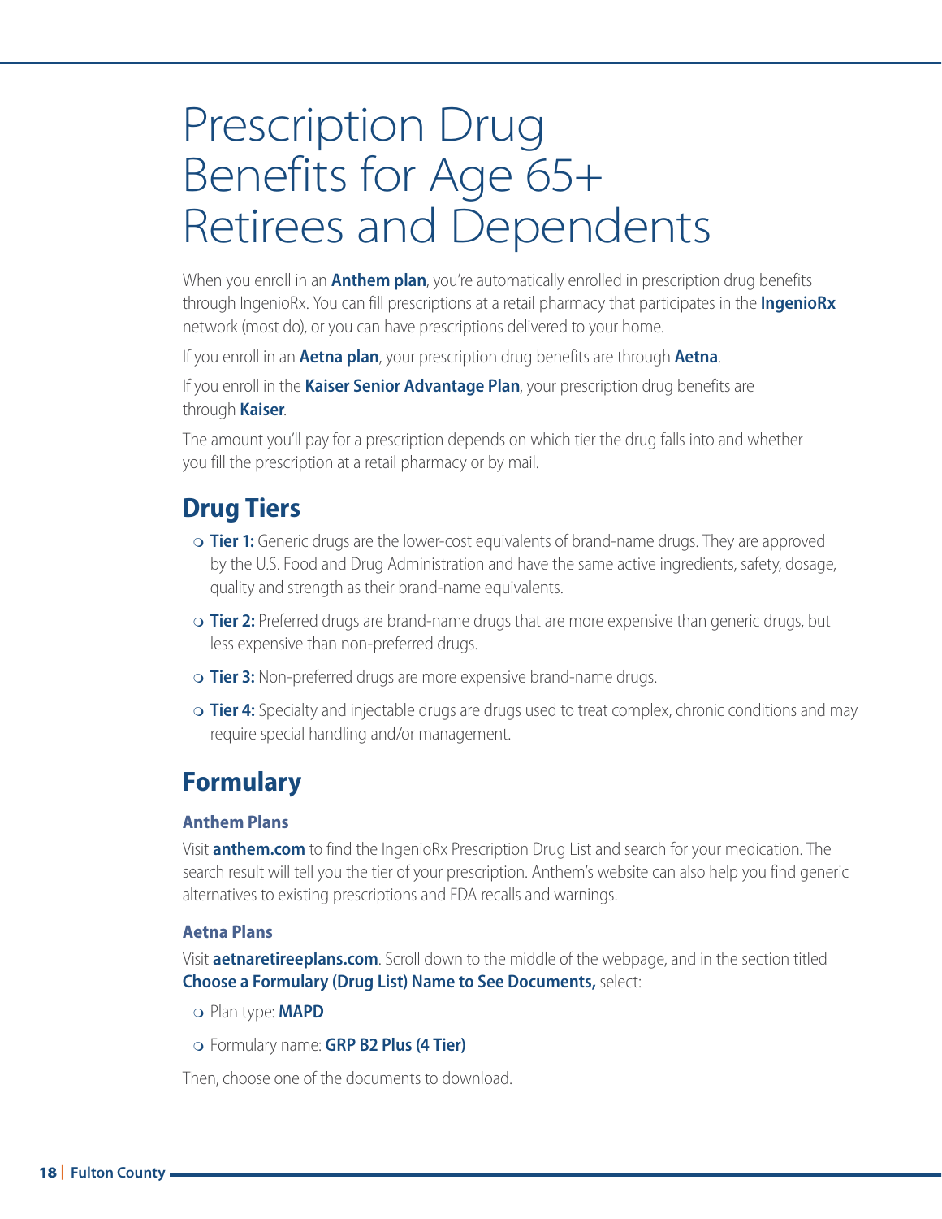# Prescription Drug Benefits for Age 65+ Retirees and Dependents

When you enroll in an **Anthem plan**, you're automatically enrolled in prescription drug benefits through IngenioRx. You can fill prescriptions at a retail pharmacy that participates in the **IngenioRx** network (most do), or you can have prescriptions delivered to your home.

If you enroll in an **Aetna plan**, your prescription drug benefits are through **Aetna**.

If you enroll in the **Kaiser Senior Advantage Plan**, your prescription drug benefits are through **Kaiser**.

The amount you'll pay for a prescription depends on which tier the drug falls into and whether you fill the prescription at a retail pharmacy or by mail.

## Drug Tiers

- **Tier 1:** Generic drugs are the lower-cost equivalents of brand-name drugs. They are approved by the U.S. Food and Drug Administration and have the same active ingredients, safety, dosage, quality and strength as their brand-name equivalents.
- **Tier 2:** Preferred drugs are brand-name drugs that are more expensive than generic drugs, but less expensive than non-preferred drugs.
- **Tier 3:** Non-preferred drugs are more expensive brand-name drugs.
- **Tier 4:** Specialty and injectable drugs are drugs used to treat complex, chronic conditions and may require special handling and/or management.

## Formulary

### Anthem Plans

Visit **anthem.com** to find the IngenioRx Prescription Drug List and search for your medication. The search result will tell you the tier of your prescription. Anthem's website can also help you find generic alternatives to existing prescriptions and FDA recalls and warnings.

### Aetna Plans

Visit **aetnaretireeplans.com**. Scroll down to the middle of the webpage, and in the section titled **Choose a Formulary (Drug List) Name to See Documents,** select:

- Plan type: **MAPD**
- Formulary name: **GRP B2 Plus (4 Tier)**

Then, choose one of the documents to download.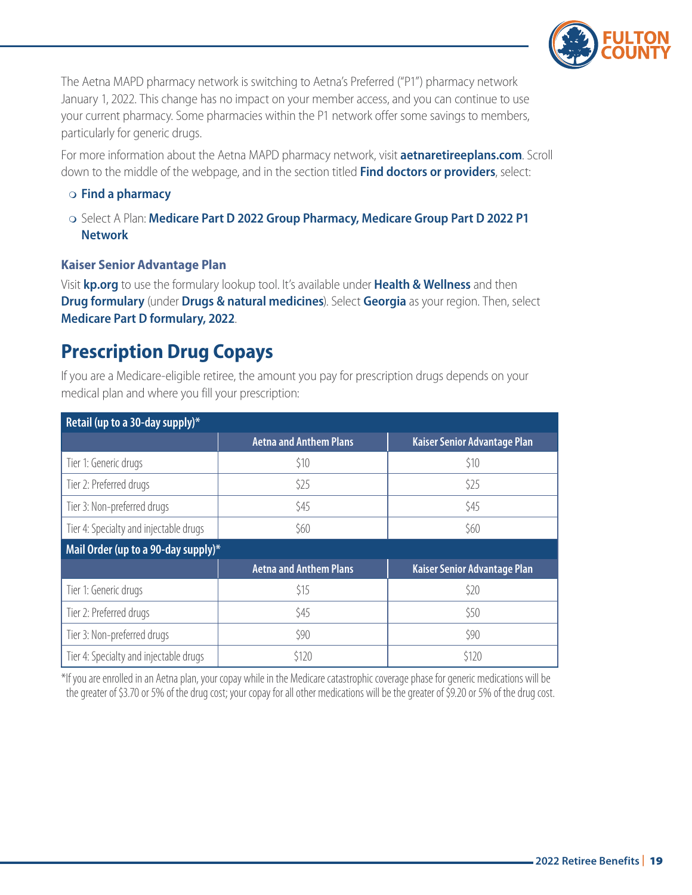The Aetna MAPD pharmacy network is switching to Aetna's Preferred ("P1") pharmacy network January 1, 2022. This change has no impact on your member access, and you can continue to use your current pharmacy. Some pharmacies within the P1 network offer some savings to members, particularly for generic drugs.

For more information about the Aetna MAPD pharmacy network, visit **aetnaretireeplans.com**. Scroll down to the middle of the webpage, and in the section titled **Find doctors or providers**, select:

- **Find a pharmacy**
- Select A Plan: **Medicare Part D 2022 Group Pharmacy, Medicare Group Part D 2022 P1 Network**

### Kaiser Senior Advantage Plan

Visit **kp.org** to use the formulary lookup tool. It's available under **Health & Wellness** and then **Drug formulary** (under **Drugs & natural medicines**). Select **Georgia** as your region. Then, select **Medicare Part D formulary, 2022**.

## Prescription Drug Copays

If you are a Medicare-eligible retiree, the amount you pay for prescription drugs depends on your medical plan and where you fill your prescription:

| Retail (up to a 30-day supply)* | | |
|---|---|---|
| | Aetna and Anthem Plans | Kaiser Senior Advantage Plan |
| Tier 1: Generic drugs | $10 | $10 |
| Tier 2: Preferred drugs | $25 | $25 |
| Tier 3: Non-preferred drugs | $45 | $45 |
| Tier 4: Specialty and injectable drugs | $60 | $60 |
| **Mail Order (up to a 90-day supply)*** | | |
| | Aetna and Anthem Plans | Kaiser Senior Advantage Plan |
| Tier 1: Generic drugs | $15 | $20 |
| Tier 2: Preferred drugs | $45 | $50 |
| Tier 3: Non-preferred drugs | $90 | $90 |
| Tier 4: Specialty and injectable drugs | $120 | $120 |

*If you are enrolled in an Aetna plan, your copay while in the Medicare catastrophic coverage phase for generic medications will be the greater of $3.70 or 5% of the drug cost; your copay for all other medications will be the greater of $9.20 or 5% of the drug cost.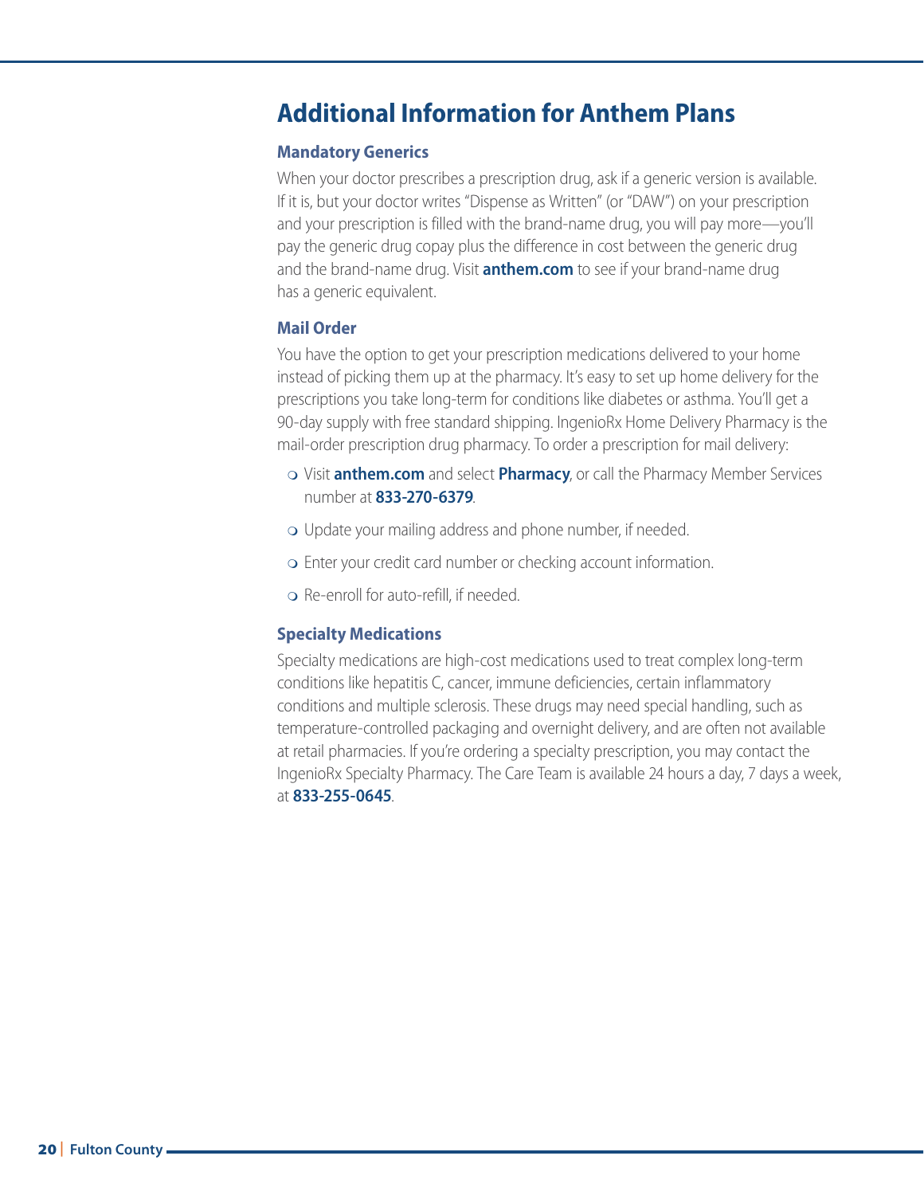# Additional Information for Anthem Plans

### Mandatory Generics

When your doctor prescribes a prescription drug, ask if a generic version is available. If it is, but your doctor writes "Dispense as Written" (or "DAW") on your prescription and your prescription is filled with the brand-name drug, you will pay more—you'll pay the generic drug copay plus the difference in cost between the generic drug and the brand-name drug. Visit **anthem.com** to see if your brand-name drug has a generic equivalent.

### Mail Order

You have the option to get your prescription medications delivered to your home instead of picking them up at the pharmacy. It's easy to set up home delivery for the prescriptions you take long-term for conditions like diabetes or asthma. You'll get a 90-day supply with free standard shipping. IngenioRx Home Delivery Pharmacy is the mail-order prescription drug pharmacy. To order a prescription for mail delivery:

- Visit **anthem.com** and select **Pharmacy**, or call the Pharmacy Member Services number at **833-270-6379**.
- Update your mailing address and phone number, if needed.
- Enter your credit card number or checking account information.
- Re-enroll for auto-refill, if needed.

### Specialty Medications

Specialty medications are high-cost medications used to treat complex long-term conditions like hepatitis C, cancer, immune deficiencies, certain inflammatory conditions and multiple sclerosis. These drugs may need special handling, such as temperature-controlled packaging and overnight delivery, and are often not available at retail pharmacies. If you're ordering a specialty prescription, you may contact the IngenioRx Specialty Pharmacy. The Care Team is available 24 hours a day, 7 days a week, at **833-255-0645**.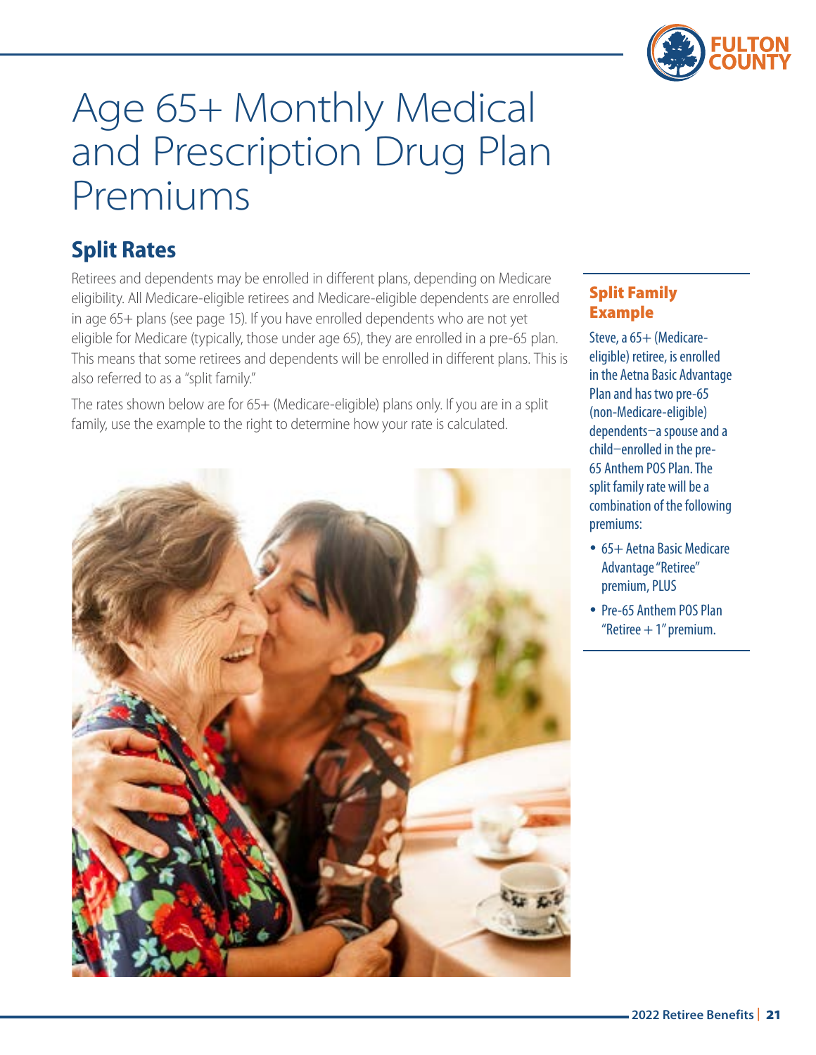# Age 65+ Monthly Medical and Prescription Drug Plan Premiums

## Split Rates

Retirees and dependents may be enrolled in different plans, depending on Medicare eligibility. All Medicare-eligible retirees and Medicare-eligible dependents are enrolled in age 65+ plans (see page 15). If you have enrolled dependents who are not yet eligible for Medicare (typically, those under age 65), they are enrolled in a pre-65 plan. This means that some retirees and dependents will be enrolled in different plans. This is also referred to as a "split family."

The rates shown below are for 65+ (Medicare-eligible) plans only. If you are in a split family, use the example to the right to determine how your rate is calculated.

### Split Family Example

Steve, a 65+ (Medicare-eligible) retiree, is enrolled in the Aetna Basic Advantage Plan and has two pre-65 (non-Medicare-eligible) dependents—a spouse and a child—enrolled in the pre-65 Anthem POS Plan. The split family rate will be a combination of the following premiums:

- 65+ Aetna Basic Medicare Advantage "Retiree" premium, PLUS
- Pre-65 Anthem POS Plan "Retiree + 1" premium.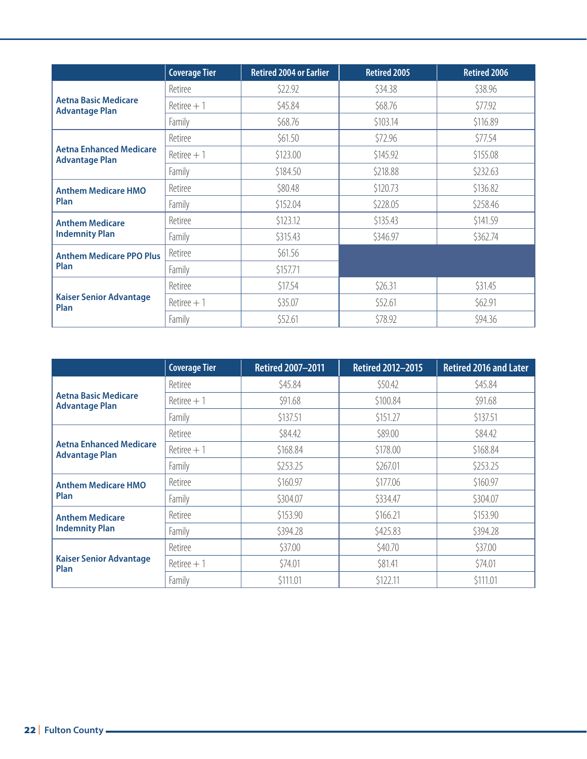| | Coverage Tier | Retired 2004 or Earlier | Retired 2005 | Retired 2006 |
|---|---|---|---|---|
| Aetna Basic Medicare Advantage Plan | Retiree | $22.92 | $34.38 | $38.96 |
| | Retiree + 1 | $45.84 | $68.76 | $77.92 |
| | Family | $68.76 | $103.14 | $116.89 |
| Aetna Enhanced Medicare Advantage Plan | Retiree | $61.50 | $72.96 | $77.54 |
| | Retiree + 1 | $123.00 | $145.92 | $155.08 |
| | Family | $184.50 | $218.88 | $232.63 |
| Anthem Medicare HMO Plan | Retiree | $80.48 | $120.73 | $136.82 |
| | Family | $152.04 | $228.05 | $258.46 |
| Anthem Medicare Indemnity Plan | Retiree | $123.12 | $135.43 | $141.59 |
| | Family | $315.43 | $346.97 | $362.74 |
| Anthem Medicare PPO Plus Plan | Retiree | $61.56 | | |
| | Family | $157.71 | | |
| Kaiser Senior Advantage Plan | Retiree | $17.54 | $26.31 | $31.45 |
| | Retiree + 1 | $35.07 | $52.61 | $62.91 |
| | Family | $52.61 | $78.92 | $94.36 |

| | Coverage Tier | Retired 2007–2011 | Retired 2012–2015 | Retired 2016 and Later |
|---|---|---|---|---|
| Aetna Basic Medicare Advantage Plan | Retiree | $45.84 | $50.42 | $45.84 |
| | Retiree + 1 | $91.68 | $100.84 | $91.68 |
| | Family | $137.51 | $151.27 | $137.51 |
| Aetna Enhanced Medicare Advantage Plan | Retiree | $84.42 | $89.00 | $84.42 |
| | Retiree + 1 | $168.84 | $178.00 | $168.84 |
| | Family | $253.25 | $267.01 | $253.25 |
| Anthem Medicare HMO Plan | Retiree | $160.97 | $177.06 | $160.97 |
| | Family | $304.07 | $334.47 | $304.07 |
| Anthem Medicare Indemnity Plan | Retiree | $153.90 | $166.21 | $153.90 |
| | Family | $394.28 | $425.83 | $394.28 |
| Kaiser Senior Advantage Plan | Retiree | $37.00 | $40.70 | $37.00 |
| | Retiree + 1 | $74.01 | $81.41 | $74.01 |
| | Family | $111.01 | $122.11 | $111.01 |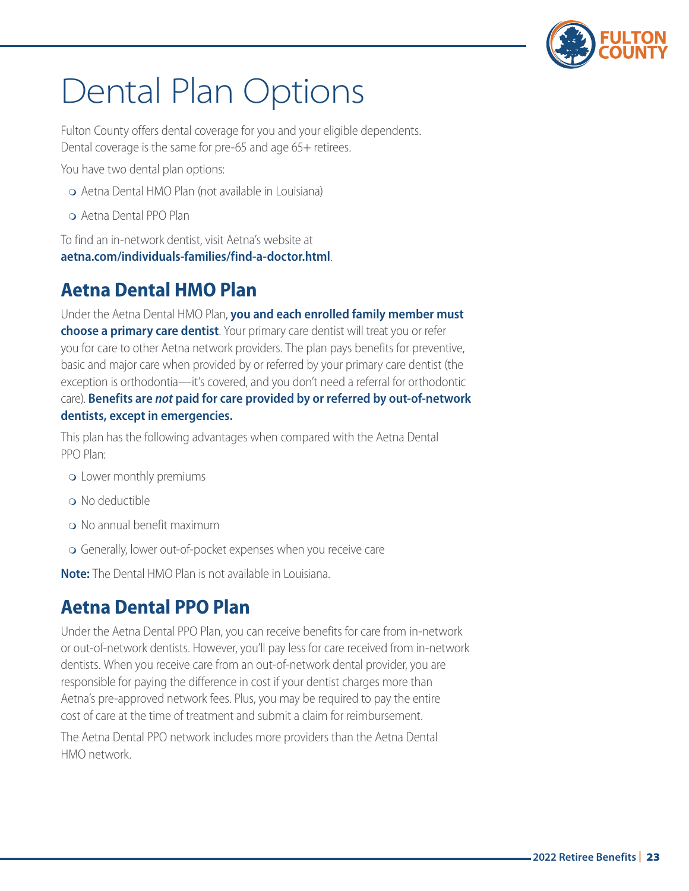# Dental Plan Options

Fulton County offers dental coverage for you and your eligible dependents. Dental coverage is the same for pre-65 and age 65+ retirees.

You have two dental plan options:

- Aetna Dental HMO Plan (not available in Louisiana)
- Aetna Dental PPO Plan

To find an in-network dentist, visit Aetna's website at **aetna.com/individuals-families/find-a-doctor.html**.

## Aetna Dental HMO Plan

Under the Aetna Dental HMO Plan, **you and each enrolled family member must choose a primary care dentist**. Your primary care dentist will treat you or refer you for care to other Aetna network providers. The plan pays benefits for preventive, basic and major care when provided by or referred by your primary care dentist (the exception is orthodontia—it's covered, and you don't need a referral for orthodontic care). **Benefits are *not* paid for care provided by or referred by out-of-network dentists, except in emergencies.**

This plan has the following advantages when compared with the Aetna Dental PPO Plan:

- Lower monthly premiums
- No deductible
- No annual benefit maximum
- Generally, lower out-of-pocket expenses when you receive care

**Note:** The Dental HMO Plan is not available in Louisiana.

## Aetna Dental PPO Plan

Under the Aetna Dental PPO Plan, you can receive benefits for care from in-network or out-of-network dentists. However, you'll pay less for care received from in-network dentists. When you receive care from an out-of-network dental provider, you are responsible for paying the difference in cost if your dentist charges more than Aetna's pre-approved network fees. Plus, you may be required to pay the entire cost of care at the time of treatment and submit a claim for reimbursement.

The Aetna Dental PPO network includes more providers than the Aetna Dental HMO network.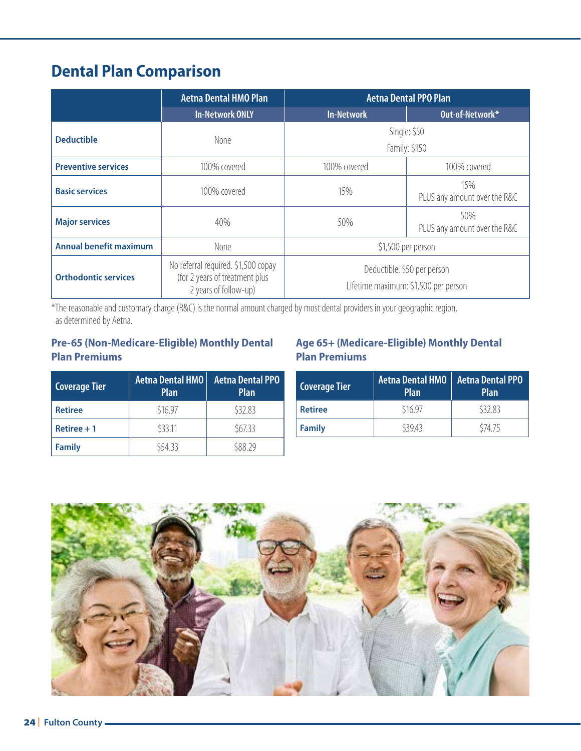## Dental Plan Comparison

| | Aetna Dental HMO Plan | Aetna Dental PPO Plan | |
|---|---|---|---|
| | In-Network ONLY | In-Network | Out-of-Network* |
| **Deductible** | None | Single: $50<br>Family: $150 | |
| **Preventive services** | 100% covered | 100% covered | 100% covered |
| **Basic services** | 100% covered | 15% | 15%<br>PLUS any amount over the R&C |
| **Major services** | 40% | 50% | 50%<br>PLUS any amount over the R&C |
| **Annual benefit maximum** | None | $1,500 per person | |
| **Orthodontic services** | No referral required. $1,500 copay (for 2 years of treatment plus 2 years of follow-up) | Deductible: $50 per person<br>Lifetime maximum: $1,500 per person | |

*The reasonable and customary charge (R&C) is the normal amount charged by most dental providers in your geographic region, as determined by Aetna.

### Pre-65 (Non-Medicare-Eligible) Monthly Dental Plan Premiums

| Coverage Tier | Aetna Dental HMO Plan | Aetna Dental PPO Plan |
|---|---|---|
| **Retiree** | $16.97 | $32.83 |
| **Retiree + 1** | $33.11 | $67.33 |
| **Family** | $54.33 | $88.29 |

### Age 65+ (Medicare-Eligible) Monthly Dental Plan Premiums

| Coverage Tier | Aetna Dental HMO Plan | Aetna Dental PPO Plan |
|---|---|---|
| **Retiree** | $16.97 | $32.83 |
| **Family** | $39.43 | $74.75 |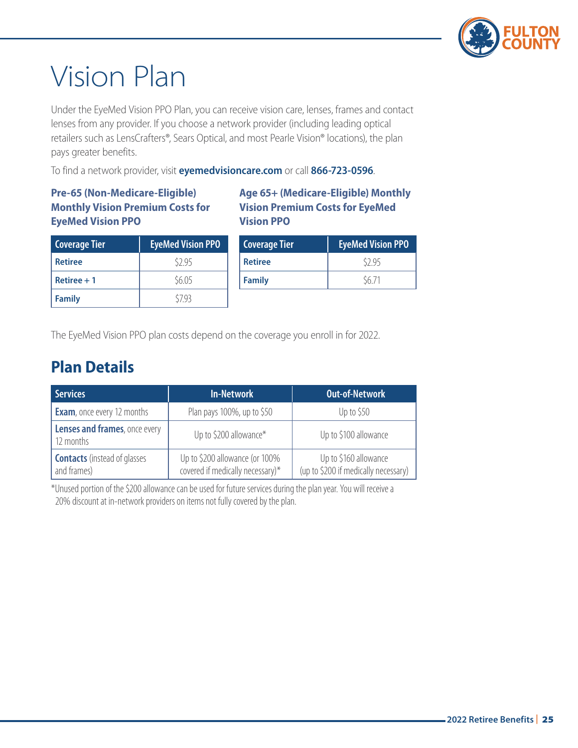# Vision Plan

Under the EyeMed Vision PPO Plan, you can receive vision care, lenses, frames and contact lenses from any provider. If you choose a network provider (including leading optical retailers such as LensCrafters®, Sears Optical, and most Pearle Vision® locations), the plan pays greater benefits.

To find a network provider, visit **eyemedvisioncare.com** or call **866-723-0596**.

### Pre-65 (Non-Medicare-Eligible) Monthly Vision Premium Costs for EyeMed Vision PPO

| Coverage Tier | EyeMed Vision PPO |
|---|---|
| **Retiree** | $2.95 |
| **Retiree + 1** | $6.05 |
| **Family** | $7.93 |

### Age 65+ (Medicare-Eligible) Monthly Vision Premium Costs for EyeMed Vision PPO

| Coverage Tier | EyeMed Vision PPO |
|---|---|
| **Retiree** | $2.95 |
| **Family** | $6.71 |

The EyeMed Vision PPO plan costs depend on the coverage you enroll in for 2022.

## Plan Details

| Services | In-Network | Out-of-Network |
|---|---|---|
| **Exam**, once every 12 months | Plan pays 100%, up to $50 | Up to $50 |
| **Lenses and frames**, once every 12 months | Up to $200 allowance* | Up to $100 allowance |
| **Contacts** (instead of glasses and frames) | Up to $200 allowance (or 100% covered if medically necessary)* | Up to $160 allowance (up to $200 if medically necessary) |

*Unused portion of the $200 allowance can be used for future services during the plan year. You will receive a 20% discount at in-network providers on items not fully covered by the plan.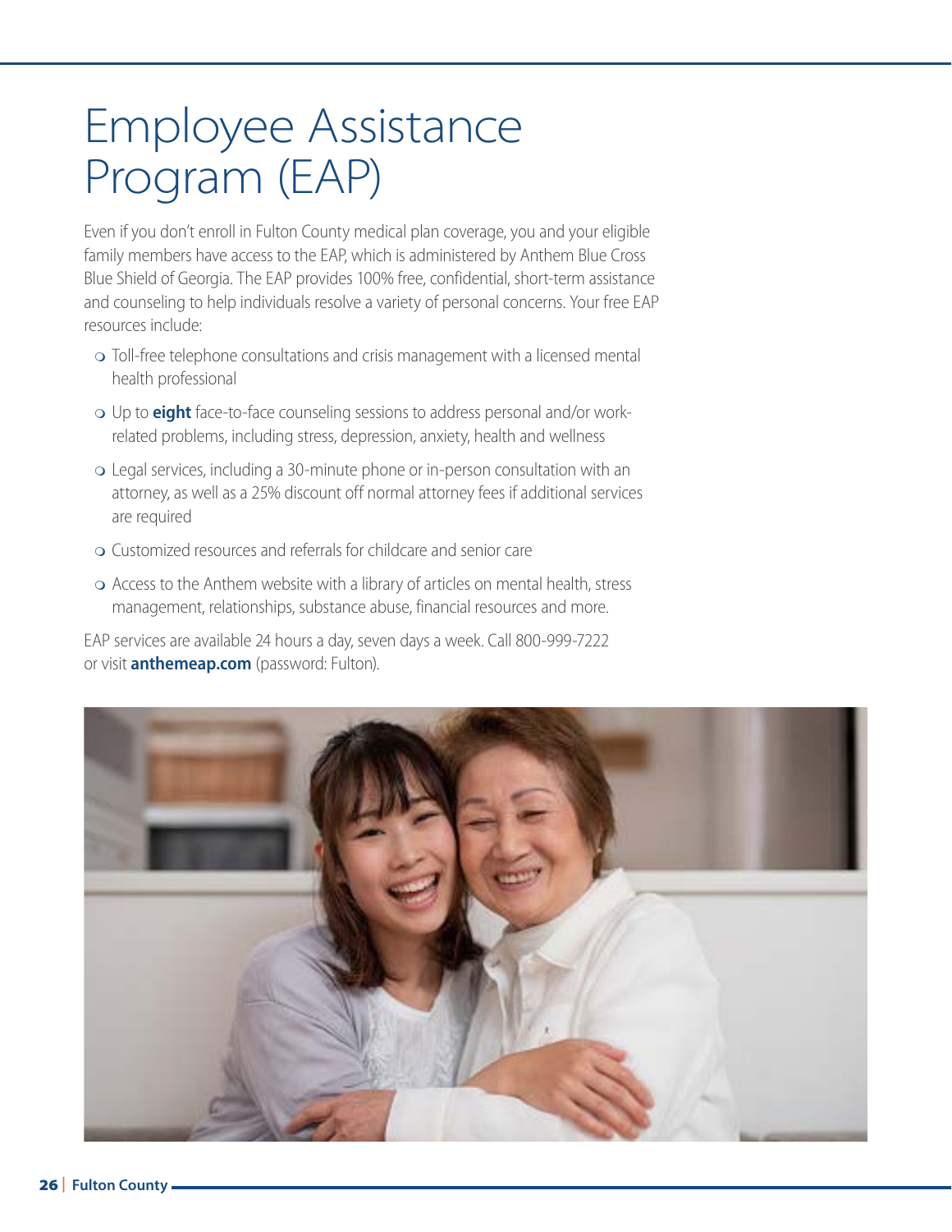# Employee Assistance Program (EAP)

Even if you don't enroll in Fulton County medical plan coverage, you and your eligible family members have access to the EAP, which is administered by Anthem Blue Cross Blue Shield of Georgia. The EAP provides 100% free, confidential, short-term assistance and counseling to help individuals resolve a variety of personal concerns. Your free EAP resources include:

- Toll-free telephone consultations and crisis management with a licensed mental health professional
- Up to **eight** face-to-face counseling sessions to address personal and/or work-related problems, including stress, depression, anxiety, health and wellness
- Legal services, including a 30-minute phone or in-person consultation with an attorney, as well as a 25% discount off normal attorney fees if additional services are required
- Customized resources and referrals for childcare and senior care
- Access to the Anthem website with a library of articles on mental health, stress management, relationships, substance abuse, financial resources and more.

EAP services are available 24 hours a day, seven days a week. Call 800-999-7222 or visit **anthemeap.com** (password: Fulton).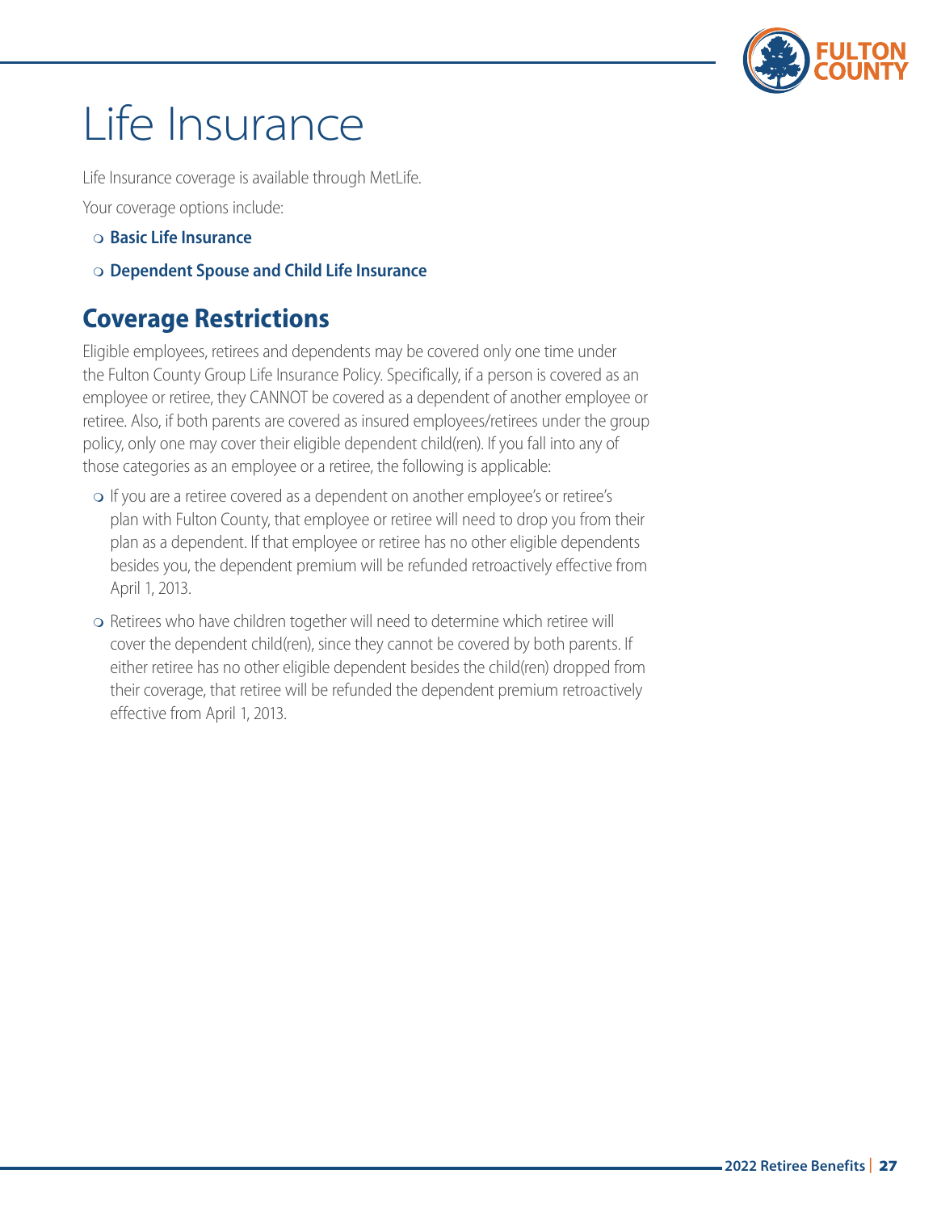# Life Insurance

Life Insurance coverage is available through MetLife.

Your coverage options include:

- **Basic Life Insurance**
- **Dependent Spouse and Child Life Insurance**

## Coverage Restrictions

Eligible employees, retirees and dependents may be covered only one time under the Fulton County Group Life Insurance Policy. Specifically, if a person is covered as an employee or retiree, they CANNOT be covered as a dependent of another employee or retiree. Also, if both parents are covered as insured employees/retirees under the group policy, only one may cover their eligible dependent child(ren). If you fall into any of those categories as an employee or a retiree, the following is applicable:

- If you are a retiree covered as a dependent on another employee's or retiree's plan with Fulton County, that employee or retiree will need to drop you from their plan as a dependent. If that employee or retiree has no other eligible dependents besides you, the dependent premium will be refunded retroactively effective from April 1, 2013.
- Retirees who have children together will need to determine which retiree will cover the dependent child(ren), since they cannot be covered by both parents. If either retiree has no other eligible dependent besides the child(ren) dropped from their coverage, that retiree will be refunded the dependent premium retroactively effective from April 1, 2013.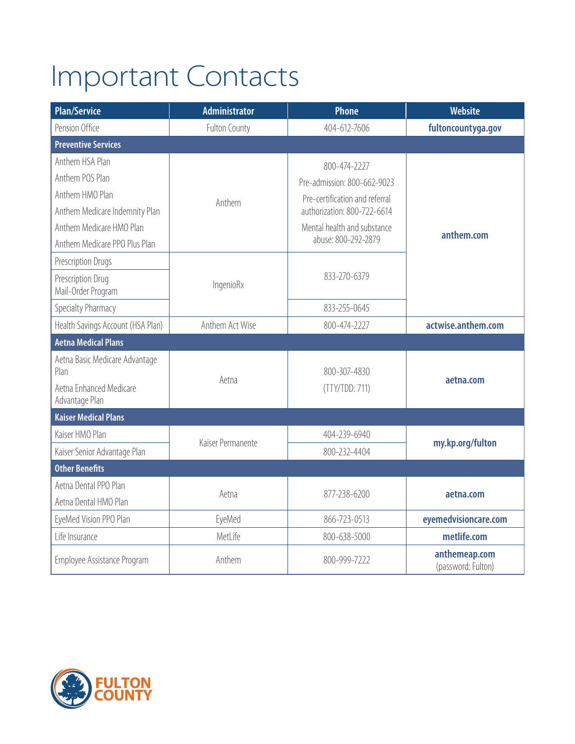# Important Contacts

| Plan/Service | Administrator | Phone | Website |
|---|---|---|---|
| Pension Office | Fulton County | 404-612-7606 | **fultoncountyga.gov** |
| **Preventive Services** | | | |
| Anthem HSA Plan<br>Anthem POS Plan<br>Anthem HMO Plan<br>Anthem Medicare Indemnity Plan<br>Anthem Medicare HMO Plan<br>Anthem Medicare PPO Plus Plan | Anthem | 800-474-2227<br>Pre-admission: 800-662-9023<br>Pre-certification and referral authorization: 800-722-6614<br>Mental health and substance abuse: 800-292-2879 | **anthem.com** |
| Prescription Drugs | IngenioRx | 833-270-6379 | **anthem.com** |
| Prescription Drug Mail-Order Program | IngenioRx | 833-270-6379 | **anthem.com** |
| Specialty Pharmacy | IngenioRx | 833-255-0645 | **anthem.com** |
| Health Savings Account (HSA Plan) | Anthem Act Wise | 800-474-2227 | **actwise.anthem.com** |
| **Aetna Medical Plans** | | | |
| Aetna Basic Medicare Advantage Plan<br>Aetna Enhanced Medicare Advantage Plan | Aetna | 800-307-4830<br>(TTY/TDD: 711) | **aetna.com** |
| **Kaiser Medical Plans** | | | |
| Kaiser HMO Plan | Kaiser Permanente | 404-239-6940 | **my.kp.org/fulton** |
| Kaiser Senior Advantage Plan | Kaiser Permanente | 800-232-4404 | **my.kp.org/fulton** |
| **Other Benefits** | | | |
| Aetna Dental PPO Plan<br>Aetna Dental HMO Plan | Aetna | 877-238-6200 | **aetna.com** |
| EyeMed Vision PPO Plan | EyeMed | 866-723-0513 | **eyemedvisioncare.com** |
| Life Insurance | MetLife | 800-638-5000 | **metlife.com** |
| Employee Assistance Program | Anthem | 800-999-7222 | **anthemeap.com**<br>(password: Fulton) |

FULTON COUNTY